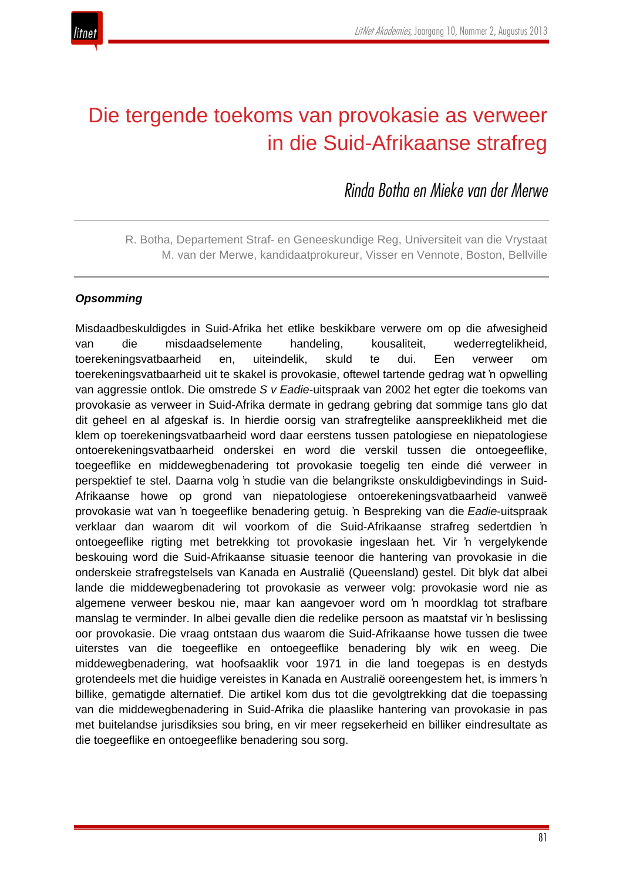# Die tergende toekoms van provokasie as verweer in die Suid-Afrikaanse strafreg

*Rinda Botha en Mieke van der Merwe*

R. Botha, Departement Straf- en Geneeskundige Reg, Universiteit van die Vrystaat
M. van der Merwe, kandidaatprokureur, Visser en Vennote, Boston, Bellville

***Opsomming***

Misdaadbeskuldigdes in Suid-Afrika het etlike beskikbare verwere om op die afwesigheid van die misdaadselemente handeling, kousaliteit, wederregtelikheid, toerekeningsvatbaarheid en, uiteindelik, skuld te dui. Een verweer om toerekeningsvatbaarheid uit te skakel is provokasie, oftewel tartende gedrag wat ŉ opwelling van aggressie ontlok. Die omstrede *S v Eadie*-uitspraak van 2002 het egter die toekoms van provokasie as verweer in Suid-Afrika dermate in gedrang gebring dat sommige tans glo dat dit geheel en al afgeskaf is. In hierdie oorsig van strafregtelike aanspreeklikheid met die klem op toerekeningsvatbaarheid word daar eerstens tussen patologiese en niepatologiese ontoerekeningsvatbaarheid onderskei en word die verskil tussen die ontoegeeflike, toegeeflike en middewegbenadering tot provokasie toegelig ten einde dié verweer in perspektief te stel. Daarna volg ŉ studie van die belangrikste onskuldigbevindings in Suid-Afrikaanse howe op grond van niepatologiese ontoerekeningsvatbaarheid vanweë provokasie wat van ŉ toegeeflike benadering getuig. ŉ Bespreking van die *Eadie*-uitspraak verklaar dan waarom dit wil voorkom of die Suid-Afrikaanse strafreg sedertdien ŉ ontoegeeflike rigting met betrekking tot provokasie ingeslaan het. Vir ŉ vergelykende beskouing word die Suid-Afrikaanse situasie teenoor die hantering van provokasie in die onderskeie strafregstelsels van Kanada en Australië (Queensland) gestel. Dit blyk dat albei lande die middewegbenadering tot provokasie as verweer volg: provokasie word nie as algemene verweer beskou nie, maar kan aangevoer word om ŉ moordklag tot strafbare manslag te verminder. In albei gevalle dien die redelike persoon as maatstaf vir ŉ beslissing oor provokasie. Die vraag ontstaan dus waarom die Suid-Afrikaanse howe tussen die twee uiterstes van die toegeeflike en ontoegeeflike benadering bly wik en weeg. Die middewegbenadering, wat hoofsaaklik voor 1971 in die land toegepas is en destyds grotendeels met die huidige vereistes in Kanada en Australië ooreengestem het, is immers ŉ billike, gematigde alternatief. Die artikel kom dus tot die gevolgtrekking dat die toepassing van die middewegbenadering in Suid-Afrika die plaaslike hantering van provokasie in pas met buitelandse jurisdiksies sou bring, en vir meer regsekerheid en billiker eindresultate as die toegeeflike en ontoegeeflike benadering sou sorg.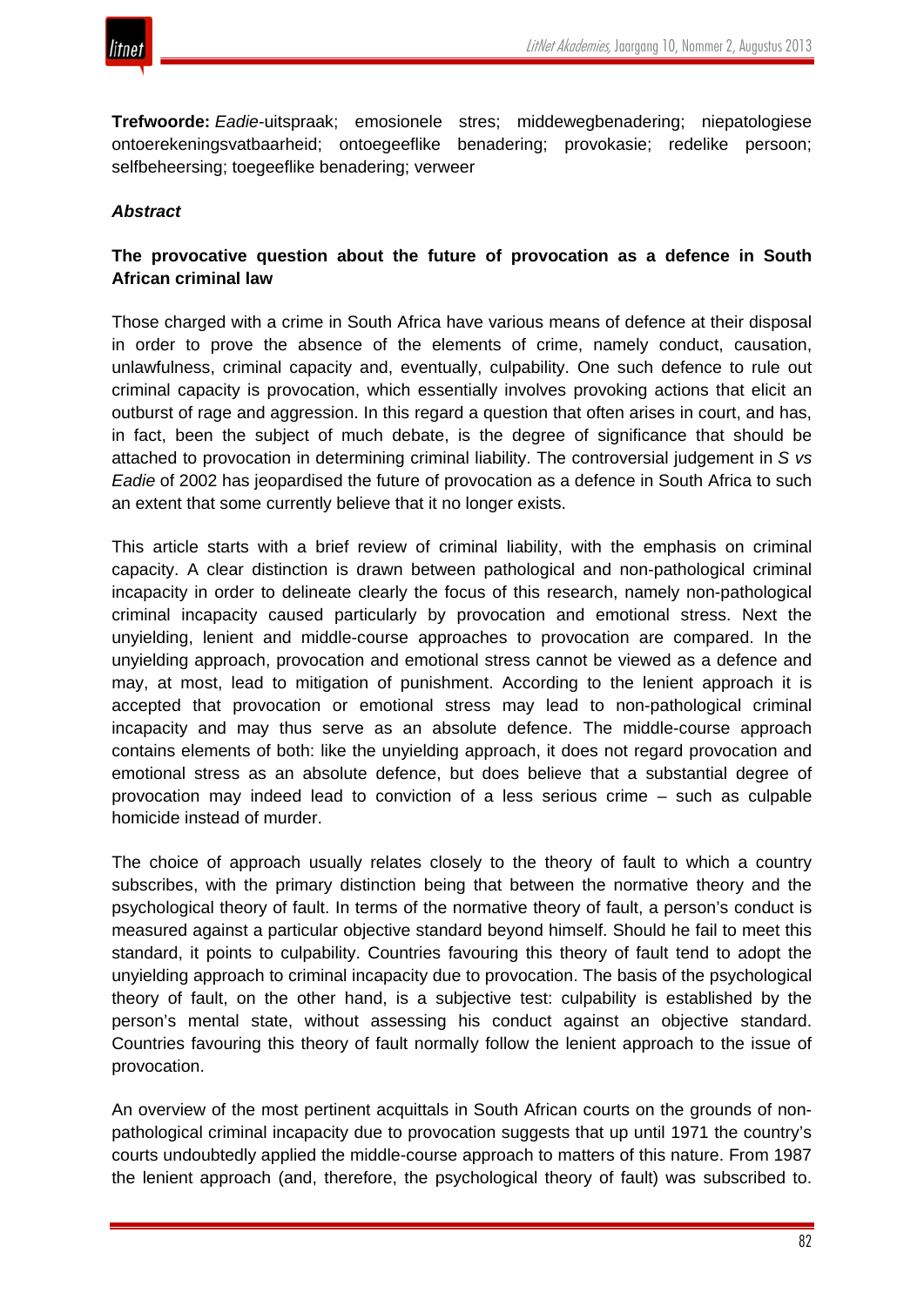**Trefwoorde:** *Eadie*-uitspraak; emosionele stres; middewegbenadering; niepatologiese ontoerekeningsvatbaarheid; ontoegeeflike benadering; provokasie; redelike persoon; selfbeheersing; toegeeflike benadering; verweer

### *Abstract*

**The provocative question about the future of provocation as a defence in South African criminal law**

Those charged with a crime in South Africa have various means of defence at their disposal in order to prove the absence of the elements of crime, namely conduct, causation, unlawfulness, criminal capacity and, eventually, culpability. One such defence to rule out criminal capacity is provocation, which essentially involves provoking actions that elicit an outburst of rage and aggression. In this regard a question that often arises in court, and has, in fact, been the subject of much debate, is the degree of significance that should be attached to provocation in determining criminal liability. The controversial judgement in *S vs Eadie* of 2002 has jeopardised the future of provocation as a defence in South Africa to such an extent that some currently believe that it no longer exists.

This article starts with a brief review of criminal liability, with the emphasis on criminal capacity. A clear distinction is drawn between pathological and non-pathological criminal incapacity in order to delineate clearly the focus of this research, namely non-pathological criminal incapacity caused particularly by provocation and emotional stress. Next the unyielding, lenient and middle-course approaches to provocation are compared. In the unyielding approach, provocation and emotional stress cannot be viewed as a defence and may, at most, lead to mitigation of punishment. According to the lenient approach it is accepted that provocation or emotional stress may lead to non-pathological criminal incapacity and may thus serve as an absolute defence. The middle-course approach contains elements of both: like the unyielding approach, it does not regard provocation and emotional stress as an absolute defence, but does believe that a substantial degree of provocation may indeed lead to conviction of a less serious crime – such as culpable homicide instead of murder.

The choice of approach usually relates closely to the theory of fault to which a country subscribes, with the primary distinction being that between the normative theory and the psychological theory of fault. In terms of the normative theory of fault, a person's conduct is measured against a particular objective standard beyond himself. Should he fail to meet this standard, it points to culpability. Countries favouring this theory of fault tend to adopt the unyielding approach to criminal incapacity due to provocation. The basis of the psychological theory of fault, on the other hand, is a subjective test: culpability is established by the person's mental state, without assessing his conduct against an objective standard. Countries favouring this theory of fault normally follow the lenient approach to the issue of provocation.

An overview of the most pertinent acquittals in South African courts on the grounds of non-pathological criminal incapacity due to provocation suggests that up until 1971 the country's courts undoubtedly applied the middle-course approach to matters of this nature. From 1987 the lenient approach (and, therefore, the psychological theory of fault) was subscribed to.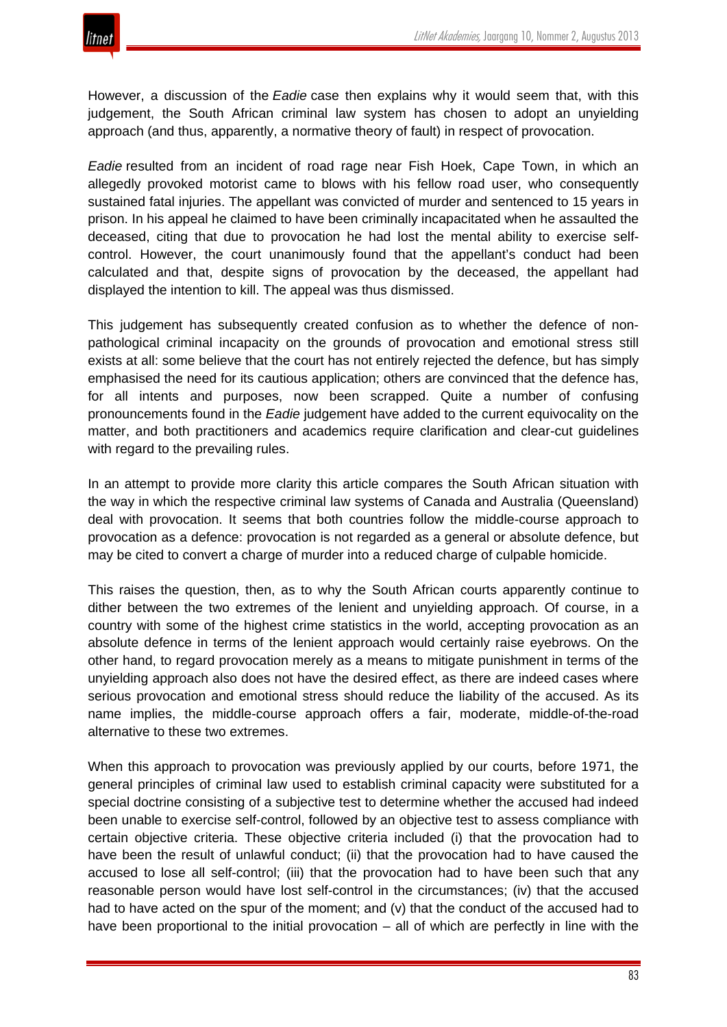However, a discussion of the *Eadie* case then explains why it would seem that, with this judgement, the South African criminal law system has chosen to adopt an unyielding approach (and thus, apparently, a normative theory of fault) in respect of provocation.

*Eadie* resulted from an incident of road rage near Fish Hoek, Cape Town, in which an allegedly provoked motorist came to blows with his fellow road user, who consequently sustained fatal injuries. The appellant was convicted of murder and sentenced to 15 years in prison. In his appeal he claimed to have been criminally incapacitated when he assaulted the deceased, citing that due to provocation he had lost the mental ability to exercise self-control. However, the court unanimously found that the appellant's conduct had been calculated and that, despite signs of provocation by the deceased, the appellant had displayed the intention to kill. The appeal was thus dismissed.

This judgement has subsequently created confusion as to whether the defence of non-pathological criminal incapacity on the grounds of provocation and emotional stress still exists at all: some believe that the court has not entirely rejected the defence, but has simply emphasised the need for its cautious application; others are convinced that the defence has, for all intents and purposes, now been scrapped. Quite a number of confusing pronouncements found in the *Eadie* judgement have added to the current equivocality on the matter, and both practitioners and academics require clarification and clear-cut guidelines with regard to the prevailing rules.

In an attempt to provide more clarity this article compares the South African situation with the way in which the respective criminal law systems of Canada and Australia (Queensland) deal with provocation. It seems that both countries follow the middle-course approach to provocation as a defence: provocation is not regarded as a general or absolute defence, but may be cited to convert a charge of murder into a reduced charge of culpable homicide.

This raises the question, then, as to why the South African courts apparently continue to dither between the two extremes of the lenient and unyielding approach. Of course, in a country with some of the highest crime statistics in the world, accepting provocation as an absolute defence in terms of the lenient approach would certainly raise eyebrows. On the other hand, to regard provocation merely as a means to mitigate punishment in terms of the unyielding approach also does not have the desired effect, as there are indeed cases where serious provocation and emotional stress should reduce the liability of the accused. As its name implies, the middle-course approach offers a fair, moderate, middle-of-the-road alternative to these two extremes.

When this approach to provocation was previously applied by our courts, before 1971, the general principles of criminal law used to establish criminal capacity were substituted for a special doctrine consisting of a subjective test to determine whether the accused had indeed been unable to exercise self-control, followed by an objective test to assess compliance with certain objective criteria. These objective criteria included (i) that the provocation had to have been the result of unlawful conduct; (ii) that the provocation had to have caused the accused to lose all self-control; (iii) that the provocation had to have been such that any reasonable person would have lost self-control in the circumstances; (iv) that the accused had to have acted on the spur of the moment; and (v) that the conduct of the accused had to have been proportional to the initial provocation – all of which are perfectly in line with the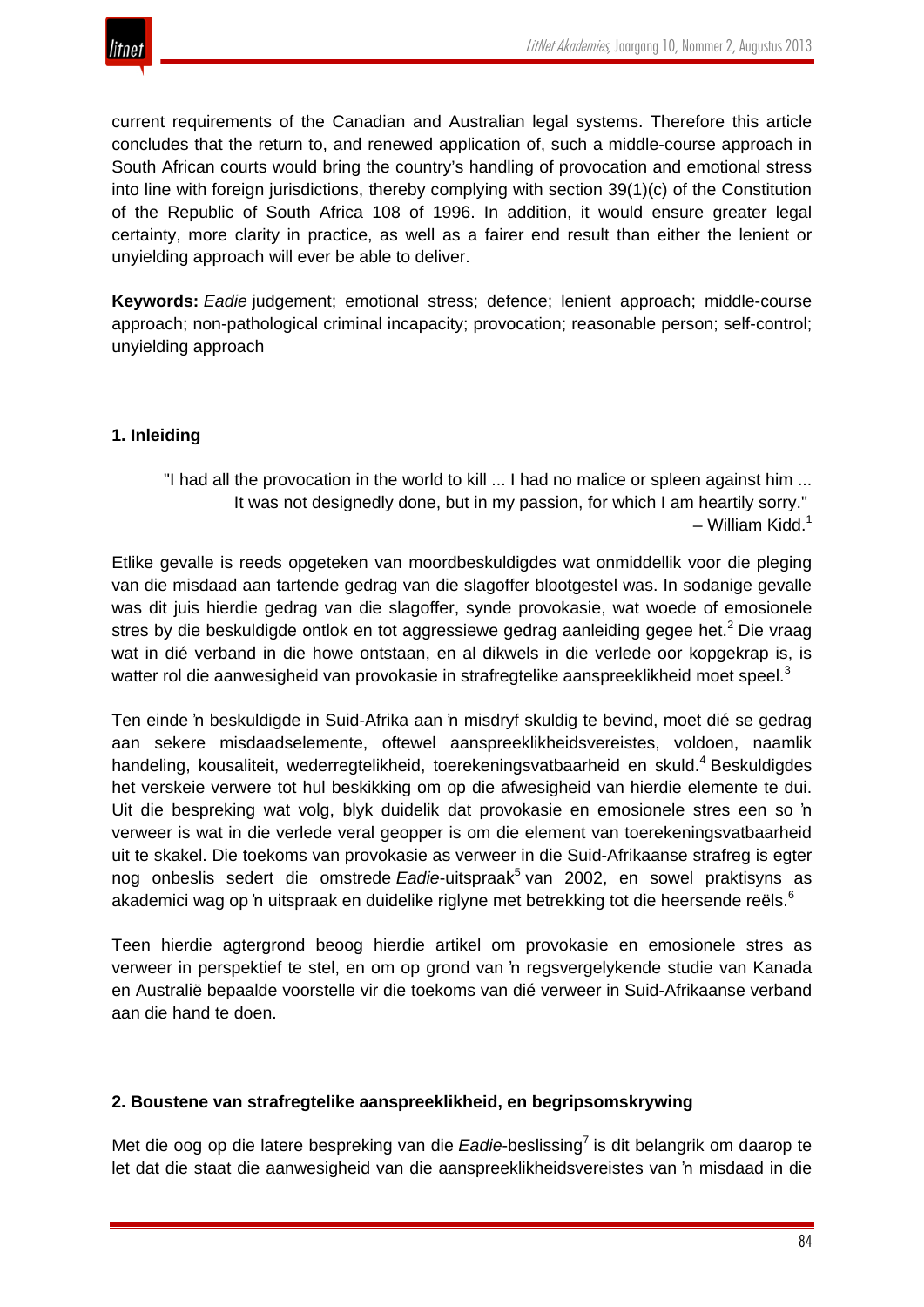current requirements of the Canadian and Australian legal systems. Therefore this article concludes that the return to, and renewed application of, such a middle-course approach in South African courts would bring the country's handling of provocation and emotional stress into line with foreign jurisdictions, thereby complying with section 39(1)(c) of the Constitution of the Republic of South Africa 108 of 1996. In addition, it would ensure greater legal certainty, more clarity in practice, as well as a fairer end result than either the lenient or unyielding approach will ever be able to deliver.

**Keywords:** *Eadie* judgement; emotional stress; defence; lenient approach; middle-course approach; non-pathological criminal incapacity; provocation; reasonable person; self-control; unyielding approach

## 1. Inleiding

> "I had all the provocation in the world to kill ... I had no malice or spleen against him ... It was not designedly done, but in my passion, for which I am heartily sorry."
> – William Kidd.[1]

Etlike gevalle is reeds opgeteken van moordbeskuldigdes wat onmiddellik voor die pleging van die misdaad aan tartende gedrag van die slagoffer blootgestel was. In sodanige gevalle was dit juis hierdie gedrag van die slagoffer, synde provokasie, wat woede of emosionele stres by die beskuldigde ontlok en tot aggressiewe gedrag aanleiding gegee het.[2] Die vraag wat in dié verband in die howe ontstaan, en al dikwels in die verlede oor kopgekrap is, is watter rol die aanwesigheid van provokasie in strafregtelike aanspreeklikheid moet speel.[3]

Ten einde 'n beskuldigde in Suid-Afrika aan 'n misdryf skuldig te bevind, moet dié se gedrag aan sekere misdaadselemente, oftewel aanspreeklikheidsvereistes, voldoen, naamlik handeling, kousaliteit, wederregtelikheid, toerekeningsvatbaarheid en skuld.[4] Beskuldigdes het verskeie verwere tot hul beskikking om op die afwesigheid van hierdie elemente te dui. Uit die bespreking wat volg, blyk duidelik dat provokasie en emosionele stres een so 'n verweer is wat in die verlede veral geopper is om die element van toerekeningsvatbaarheid uit te skakel. Die toekoms van provokasie as verweer in die Suid-Afrikaanse strafreg is egter nog onbeslis sedert die omstrede *Eadie*-uitspraak[5] van 2002, en sowel praktisyns as akademici wag op 'n uitspraak en duidelike riglyne met betrekking tot die heersende reëls.[6]

Teen hierdie agtergrond beoog hierdie artikel om provokasie en emosionele stres as verweer in perspektief te stel, en om op grond van 'n regsvergelykende studie van Kanada en Australië bepaalde voorstelle vir die toekoms van dié verweer in Suid-Afrikaanse verband aan die hand te doen.

## 2. Boustene van strafregtelike aanspreeklikheid, en begripsomskrywing

Met die oog op die latere bespreking van die *Eadie*-beslissing[7] is dit belangrik om daarop te let dat die staat die aanwesigheid van die aanspreeklikheidsvereistes van 'n misdaad in die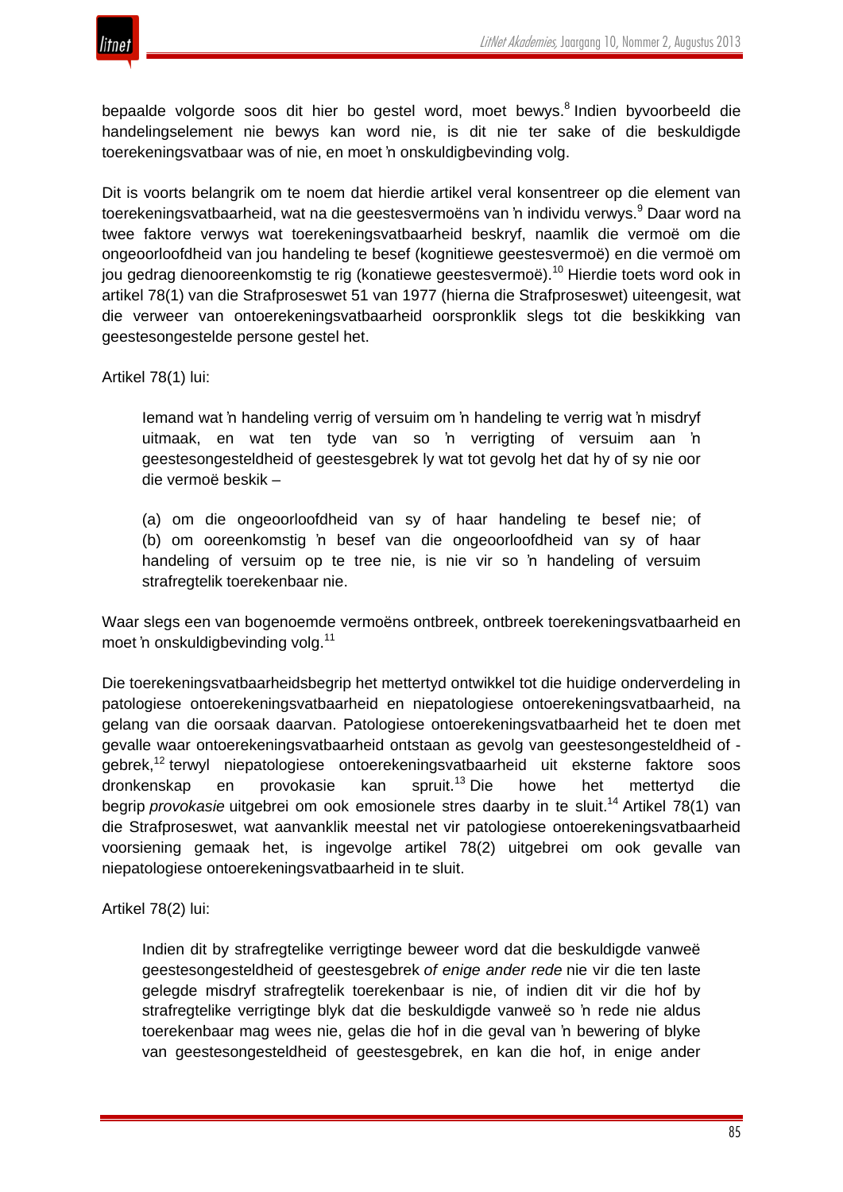bepaalde volgorde soos dit hier bo gestel word, moet bewys.[8] Indien byvoorbeeld die handelingselement nie bewys kan word nie, is dit nie ter sake of die beskuldigde toerekeningsvatbaar was of nie, en moet ŉ onskuldigbevinding volg.

Dit is voorts belangrik om te noem dat hierdie artikel veral konsentreer op die element van toerekeningsvatbaarheid, wat na die geestesvermoëns van ŉ individu verwys.[9] Daar word na twee faktore verwys wat toerekeningsvatbaarheid beskryf, naamlik die vermoë om die ongeoorloofdheid van jou handeling te besef (kognitiewe geestesvermoë) en die vermoë om jou gedrag dienooreenkomstig te rig (konatiewe geestesvermoë).[10] Hierdie toets word ook in artikel 78(1) van die Strafproseswet 51 van 1977 (hierna die Strafproseswet) uiteengesit, wat die verweer van ontoerekeningsvatbaarheid oorspronklik slegs tot die beskikking van geestesongestelde persone gestel het.

Artikel 78(1) lui:

> Iemand wat ŉ handeling verrig of versuim om ŉ handeling te verrig wat ŉ misdryf uitmaak, en wat ten tyde van so ŉ verrigting of versuim aan ŉ geestesongesteldheid of geestesgebrek ly wat tot gevolg het dat hy of sy nie oor die vermoë beskik –
>
> (a) om die ongeoorloofdheid van sy of haar handeling te besef nie; of
> (b) om ooreenkomstig ŉ besef van die ongeoorloofdheid van sy of haar handeling of versuim op te tree nie, is nie vir so ŉ handeling of versuim strafregtelik toerekenbaar nie.

Waar slegs een van bogenoemde vermoëns ontbreek, ontbreek toerekeningsvatbaarheid en moet ŉ onskuldigbevinding volg.[11]

Die toerekeningsvatbaarheidsbegrip het mettertyd ontwikkel tot die huidige onderverdeling in patologiese ontoerekeningsvatbaarheid en niepatologiese ontoerekeningsvatbaarheid, na gelang van die oorsaak daarvan. Patologiese ontoerekeningsvatbaarheid het te doen met gevalle waar ontoerekeningsvatbaarheid ontstaan as gevolg van geestesongesteldheid of -gebrek,[12] terwyl niepatologiese ontoerekeningsvatbaarheid uit eksterne faktore soos dronkenskap en provokasie kan spruit.[13] Die howe het mettertyd die begrip *provokasie* uitgebrei om ook emosionele stres daarby in te sluit.[14] Artikel 78(1) van die Strafproseswet, wat aanvanklik meestal net vir patologiese ontoerekeningsvatbaarheid voorsiening gemaak het, is ingevolge artikel 78(2) uitgebrei om ook gevalle van niepatologiese ontoerekeningsvatbaarheid in te sluit.

Artikel 78(2) lui:

> Indien dit by strafregtelike verrigtinge beweer word dat die beskuldigde vanweë geestesongesteldheid of geestesgebrek *of enige ander rede* nie vir die ten laste gelegde misdryf strafregtelik toerekenbaar is nie, of indien dit vir die hof by strafregtelike verrigtinge blyk dat die beskuldigde vanweë so ŉ rede nie aldus toerekenbaar mag wees nie, gelas die hof in die geval van ŉ bewering of blyke van geestesongesteldheid of geestesgebrek, en kan die hof, in enige ander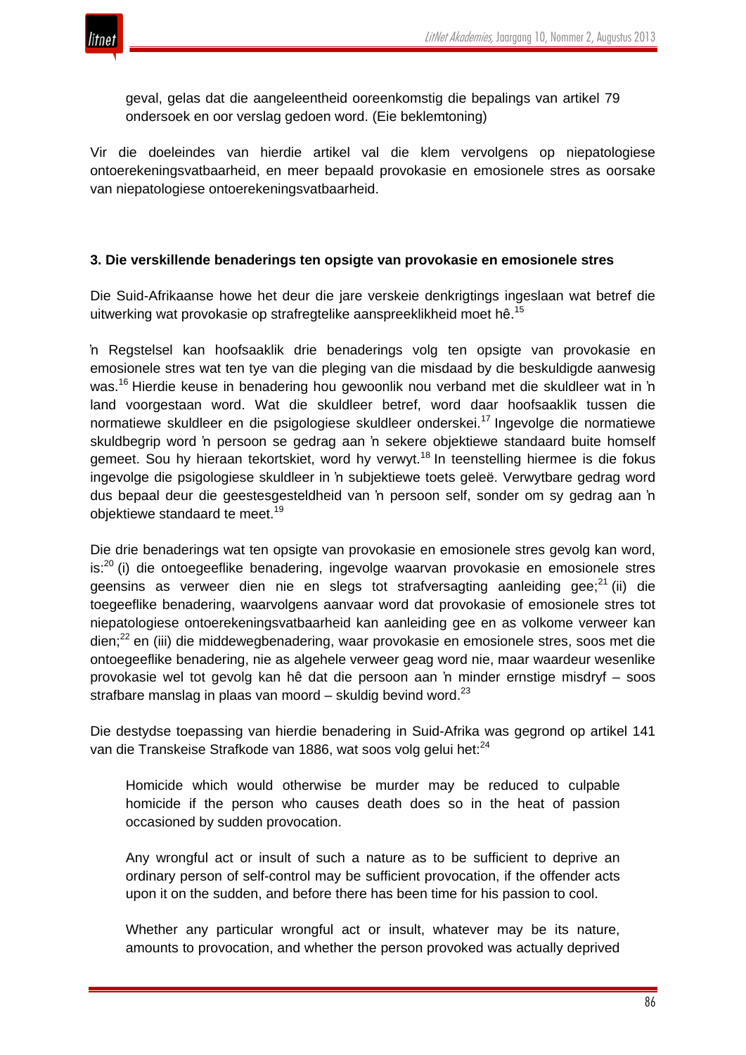geval, gelas dat die aangeleentheid ooreenkomstig die bepalings van artikel 79 ondersoek en oor verslag gedoen word. (Eie beklemtoning)

Vir die doeleindes van hierdie artikel val die klem vervolgens op niepatologiese ontoerekeningsvatbaarheid, en meer bepaald provokasie en emosionele stres as oorsake van niepatologiese ontoerekeningsvatbaarheid.

### 3. Die verskillende benaderings ten opsigte van provokasie en emosionele stres

Die Suid-Afrikaanse howe het deur die jare verskeie denkrigtings ingeslaan wat betref die uitwerking wat provokasie op strafregtelike aanspreeklikheid moet hê.[15]

ŉ Regstelsel kan hoofsaaklik drie benaderings volg ten opsigte van provokasie en emosionele stres wat ten tye van die pleging van die misdaad by die beskuldigde aanwesig was.[16] Hierdie keuse in benadering hou gewoonlik nou verband met die skuldleer wat in ŉ land voorgestaan word. Wat die skuldleer betref, word daar hoofsaaklik tussen die normatiewe skuldleer en die psigologiese skuldleer onderskei.[17] Ingevolge die normatiewe skuldbegrip word ŉ persoon se gedrag aan ŉ sekere objektiewe standaard buite homself gemeet. Sou hy hieraan tekortskiet, word hy verwyt.[18] In teenstelling hiermee is die fokus ingevolge die psigologiese skuldleer in ŉ subjektiewe toets geleë. Verwytbare gedrag word dus bepaal deur die geestesgesteldheid van ŉ persoon self, sonder om sy gedrag aan ŉ objektiewe standaard te meet.[19]

Die drie benaderings wat ten opsigte van provokasie en emosionele stres gevolg kan word, is:[20] (i) die ontoegeeflike benadering, ingevolge waarvan provokasie en emosionele stres geensins as verweer dien nie en slegs tot strafversagting aanleiding gee;[21] (ii) die toegeeflike benadering, waarvolgens aanvaar word dat provokasie of emosionele stres tot niepatologiese ontoerekeningsvatbaarheid kan aanleiding gee en as volkome verweer kan dien;[22] en (iii) die middewegbenadering, waar provokasie en emosionele stres, soos met die ontoegeeflike benadering, nie as algehele verweer geag word nie, maar waardeur wesenlike provokasie wel tot gevolg kan hê dat die persoon aan ŉ minder ernstige misdryf – soos strafbare manslag in plaas van moord – skuldig bevind word.[23]

Die destydse toepassing van hierdie benadering in Suid-Afrika was gegrond op artikel 141 van die Transkeise Strafkode van 1886, wat soos volg gelui het:[24]

> Homicide which would otherwise be murder may be reduced to culpable homicide if the person who causes death does so in the heat of passion occasioned by sudden provocation.
>
> Any wrongful act or insult of such a nature as to be sufficient to deprive an ordinary person of self-control may be sufficient provocation, if the offender acts upon it on the sudden, and before there has been time for his passion to cool.
>
> Whether any particular wrongful act or insult, whatever may be its nature, amounts to provocation, and whether the person provoked was actually deprived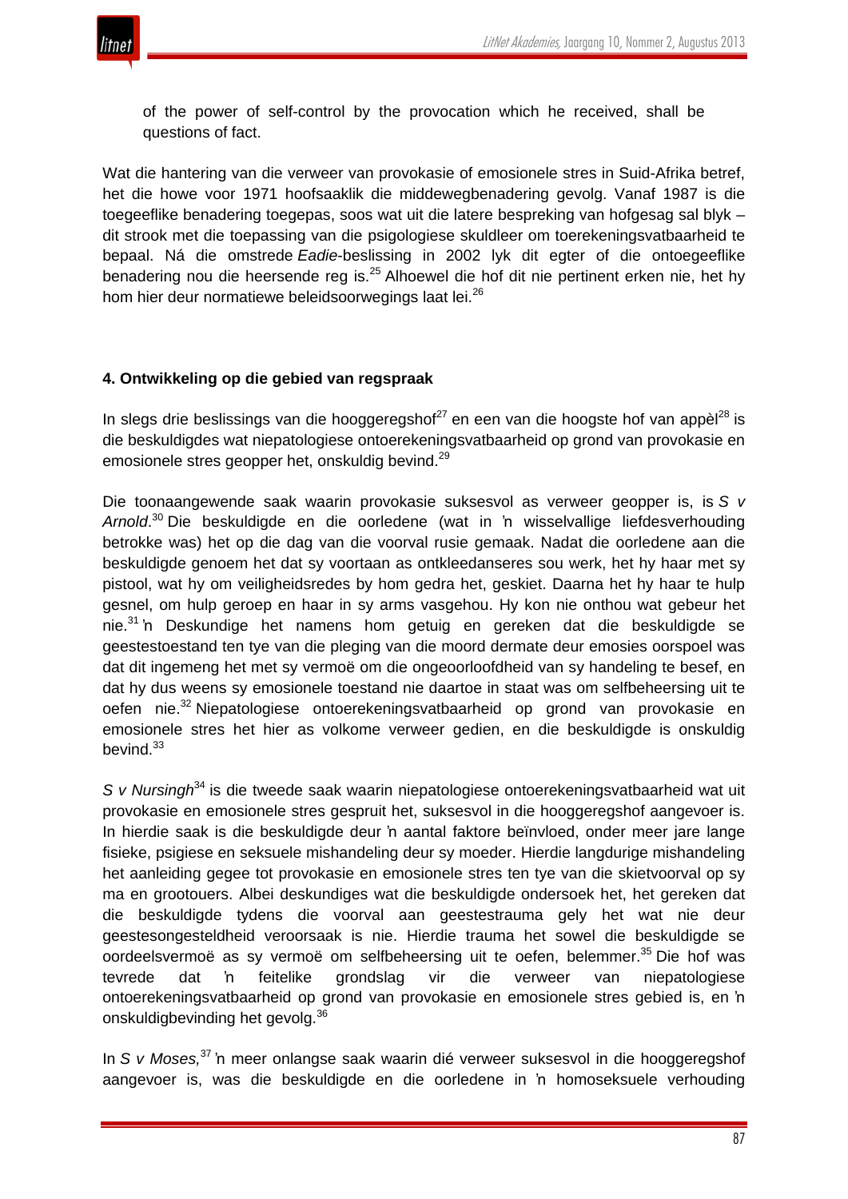of the power of self-control by the provocation which he received, shall be questions of fact.

Wat die hantering van die verweer van provokasie of emosionele stres in Suid-Afrika betref, het die howe voor 1971 hoofsaaklik die middewegbenadering gevolg. Vanaf 1987 is die toegeeflike benadering toegepas, soos wat uit die latere bespreking van hofgesag sal blyk – dit strook met die toepassing van die psigologiese skuldleer om toerekeningsvatbaarheid te bepaal. Ná die omstrede *Eadie*-beslissing in 2002 lyk dit egter of die ontoegeeflike benadering nou die heersende reg is.[25] Alhoewel die hof dit nie pertinent erken nie, het hy hom hier deur normatiewe beleidsoorwegings laat lei.[26]

## 4. Ontwikkeling op die gebied van regspraak

In slegs drie beslissings van die hooggeregshof[27] en een van die hoogste hof van appèl[28] is die beskuldigdes wat niepatologiese ontoerekeningsvatbaarheid op grond van provokasie en emosionele stres geopper het, onskuldig bevind.[29]

Die toonaangewende saak waarin provokasie suksesvol as verweer geopper is, is *S v Arnold*.[30] Die beskuldigde en die oorledene (wat in 'n wisselvallige liefdesverhouding betrokke was) het op die dag van die voorval rusie gemaak. Nadat die oorledene aan die beskuldigde genoem het dat sy voortaan as ontkleedanseres sou werk, het hy haar met sy pistool, wat hy om veiligheidsredes by hom gedra het, geskiet. Daarna het hy haar te hulp gesnel, om hulp geroep en haar in sy arms vasgehou. Hy kon nie onthou wat gebeur het nie.[31] 'n Deskundige het namens hom getuig en gereken dat die beskuldigde se geestestoestand ten tye van die pleging van die moord dermate deur emosies oorspoel was dat dit ingemeng het met sy vermoë om die ongeoorloofdheid van sy handeling te besef, en dat hy dus weens sy emosionele toestand nie daartoe in staat was om selfbeheersing uit te oefen nie.[32] Niepatologiese ontoerekeningsvatbaarheid op grond van provokasie en emosionele stres het hier as volkome verweer gedien, en die beskuldigde is onskuldig bevind.[33]

*S v Nursingh*[34] is die tweede saak waarin niepatologiese ontoerekeningsvatbaarheid wat uit provokasie en emosionele stres gespruit het, suksesvol in die hooggeregshof aangevoer is. In hierdie saak is die beskuldigde deur 'n aantal faktore beïnvloed, onder meer jare lange fisieke, psigiese en seksuele mishandeling deur sy moeder. Hierdie langdurige mishandeling het aanleiding gegee tot provokasie en emosionele stres ten tye van die skietvoorval op sy ma en grootouers. Albei deskundiges wat die beskuldigde ondersoek het, het gereken dat die beskuldigde tydens die voorval aan geestestrauma gely het wat nie deur geestesongesteldheid veroorsaak is nie. Hierdie trauma het sowel die beskuldigde se oordeelsvermoë as sy vermoë om selfbeheersing uit te oefen, belemmer.[35] Die hof was tevrede dat 'n feitelike grondslag vir die verweer van niepatologiese ontoerekeningsvatbaarheid op grond van provokasie en emosionele stres gebied is, en 'n onskuldigbevinding het gevolg.[36]

In *S v Moses,*[37] 'n meer onlangse saak waarin dié verweer suksesvol in die hooggeregshof aangevoer is, was die beskuldigde en die oorledene in 'n homoseksuele verhouding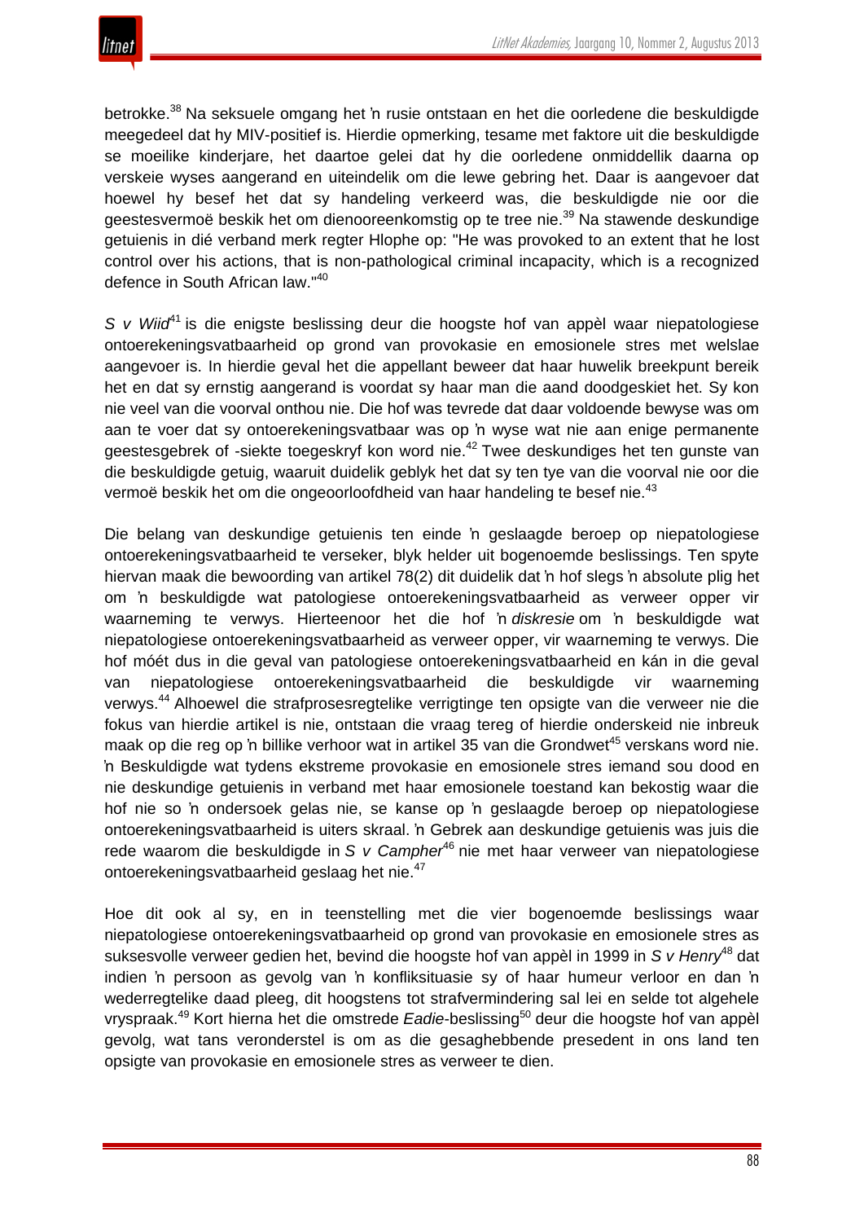betrokke.[38] Na seksuele omgang het ŉ rusie ontstaan en het die oorledene die beskuldigde meegedeel dat hy MIV-positief is. Hierdie opmerking, tesame met faktore uit die beskuldigde se moeilike kinderjare, het daartoe gelei dat hy die oorledene onmiddellik daarna op verskeie wyses aangerand en uiteindelik om die lewe gebring het. Daar is aangevoer dat hoewel hy besef het dat sy handeling verkeerd was, die beskuldigde nie oor die geestesvermoë beskik het om dienooreenkomstig op te tree nie.[39] Na stawende deskundige getuienis in dié verband merk regter Hlophe op: "He was provoked to an extent that he lost control over his actions, that is non-pathological criminal incapacity, which is a recognized defence in South African law."[40]

*S v Wiid*[41] is die enigste beslissing deur die hoogste hof van appèl waar niepatologiese ontoerekeningsvatbaarheid op grond van provokasie en emosionele stres met welslae aangevoer is. In hierdie geval het die appellant beweer dat haar huwelik breekpunt bereik het en dat sy ernstig aangerand is voordat sy haar man die aand doodgeskiet het. Sy kon nie veel van die voorval onthou nie. Die hof was tevrede dat daar voldoende bewyse was om aan te voer dat sy ontoerekeningsvatbaar was op ŉ wyse wat nie aan enige permanente geestesgebrek of -siekte toegeskryf kon word nie.[42] Twee deskundiges het ten gunste van die beskuldigde getuig, waaruit duidelik geblyk het dat sy ten tye van die voorval nie oor die vermoë beskik het om die ongeoorloofdheid van haar handeling te besef nie.[43]

Die belang van deskundige getuienis ten einde ŉ geslaagde beroep op niepatologiese ontoerekeningsvatbaarheid te verseker, blyk helder uit bogenoemde beslissings. Ten spyte hiervan maak die bewoording van artikel 78(2) dit duidelik dat ŉ hof slegs ŉ absolute plig het om ŉ beskuldigde wat patologiese ontoerekeningsvatbaarheid as verweer opper vir waarneming te verwys. Hierteenoor het die hof ŉ *diskresie* om ŉ beskuldigde wat niepatologiese ontoerekeningsvatbaarheid as verweer opper, vir waarneming te verwys. Die hof móét dus in die geval van patologiese ontoerekeningsvatbaarheid en kán in die geval van niepatologiese ontoerekeningsvatbaarheid die beskuldigde vir waarneming verwys.[44] Alhoewel die strafprosesregtelike verrigtinge ten opsigte van die verweer nie die fokus van hierdie artikel is nie, ontstaan die vraag tereg of hierdie onderskeid nie inbreuk maak op die reg op ŉ billike verhoor wat in artikel 35 van die Grondwet[45] verskans word nie. ŉ Beskuldigde wat tydens ekstreme provokasie en emosionele stres iemand sou dood en nie deskundige getuienis in verband met haar emosionele toestand kan bekostig waar die hof nie so ŉ ondersoek gelas nie, se kanse op ŉ geslaagde beroep op niepatologiese ontoerekeningsvatbaarheid is uiters skraal. ŉ Gebrek aan deskundige getuienis was juis die rede waarom die beskuldigde in *S v Campher*[46] nie met haar verweer van niepatologiese ontoerekeningsvatbaarheid geslaag het nie.[47]

Hoe dit ook al sy, en in teenstelling met die vier bogenoemde beslissings waar niepatologiese ontoerekeningsvatbaarheid op grond van provokasie en emosionele stres as suksesvolle verweer gedien het, bevind die hoogste hof van appèl in 1999 in *S v Henry*[48] dat indien ŉ persoon as gevolg van ŉ konfliksituasie sy of haar humeur verloor en dan ŉ wederregtelike daad pleeg, dit hoogstens tot strafvermindering sal lei en selde tot algehele vryspraak.[49] Kort hierna het die omstrede *Eadie*-beslissing[50] deur die hoogste hof van appèl gevolg, wat tans veronderstel is om as die gesaghebbende presedent in ons land ten opsigte van provokasie en emosionele stres as verweer te dien.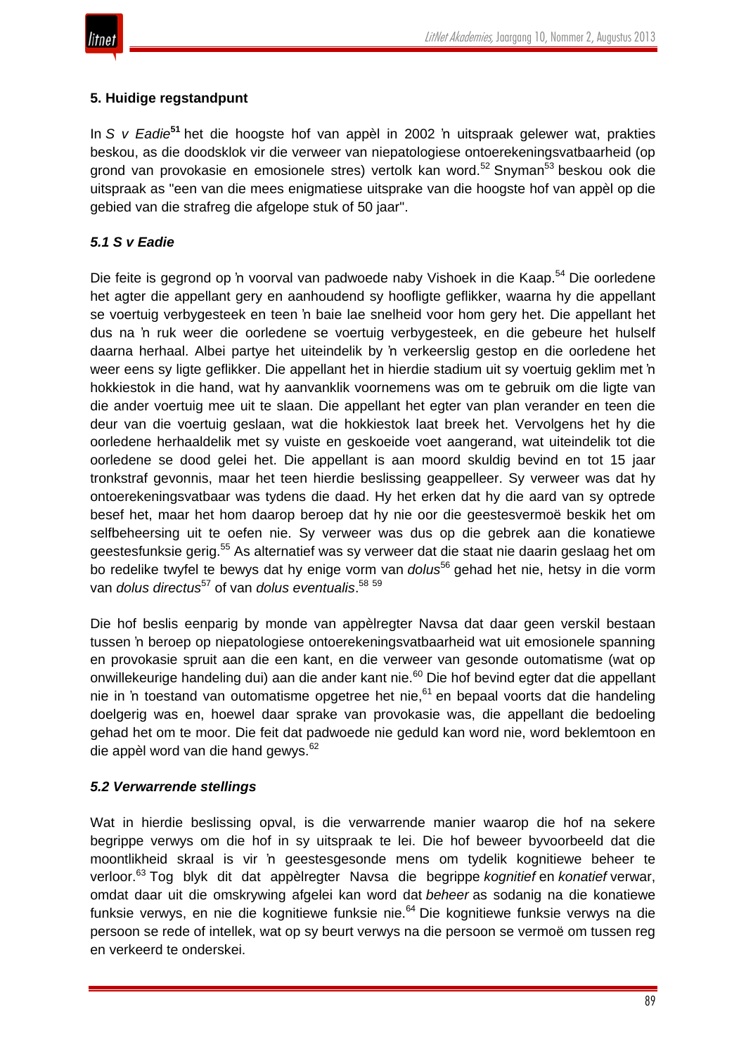## 5. Huidige regstandpunt

In *S v Eadie*[51] het die hoogste hof van appèl in 2002 ŉ uitspraak gelewer wat, prakties beskou, as die doodsklok vir die verweer van niepatologiese ontoerekeningsvatbaarheid (op grond van provokasie en emosionele stres) vertolk kan word.[52] Snyman[53] beskou ook die uitspraak as "een van die mees enigmatiese uitsprake van die hoogste hof van appèl op die gebied van die strafreg die afgelope stuk of 50 jaar".

### *5.1 S v Eadie*

Die feite is gegrond op ŉ voorval van padwoede naby Vishoek in die Kaap.[54] Die oorledene het agter die appellant gery en aanhoudend sy hoofligte geflikker, waarna hy die appellant se voertuig verbygesteek en teen ŉ baie lae snelheid voor hom gery het. Die appellant het dus na ŉ ruk weer die oorledene se voertuig verbygesteek, en die gebeure het hulself daarna herhaal. Albei partye het uiteindelik by ŉ verkeerslig gestop en die oorledene het weer eens sy ligte geflikker. Die appellant het in hierdie stadium uit sy voertuig geklim met ŉ hokkiestok in die hand, wat hy aanvanklik voornemens was om te gebruik om die ligte van die ander voertuig mee uit te slaan. Die appellant het egter van plan verander en teen die deur van die voertuig geslaan, wat die hokkiestok laat breek het. Vervolgens het hy die oorledene herhaaldelik met sy vuiste en geskoeide voet aangerand, wat uiteindelik tot die oorledene se dood gelei het. Die appellant is aan moord skuldig bevind en tot 15 jaar tronkstraf gevonnis, maar het teen hierdie beslissing geappelleer. Sy verweer was dat hy ontoerekeningsvatbaar was tydens die daad. Hy het erken dat hy die aard van sy optrede besef het, maar het hom daarop beroep dat hy nie oor die geestesvermoë beskik het om selfbeheersing uit te oefen nie. Sy verweer was dus op die gebrek aan die konatiewe geestesfunksie gerig.[55] As alternatief was sy verweer dat die staat nie daarin geslaag het om bo redelike twyfel te bewys dat hy enige vorm van *dolus*[56] gehad het nie, hetsy in die vorm van *dolus directus*[57] of van *dolus eventualis*.[58] [59]

Die hof beslis eenparig by monde van appèlregter Navsa dat daar geen verskil bestaan tussen ŉ beroep op niepatologiese ontoerekeningsvatbaarheid wat uit emosionele spanning en provokasie spruit aan die een kant, en die verweer van gesonde outomatisme (wat op onwillekeurige handeling dui) aan die ander kant nie.[60] Die hof bevind egter dat die appellant nie in ŉ toestand van outomatisme opgetree het nie,[61] en bepaal voorts dat die handeling doelgerig was en, hoewel daar sprake van provokasie was, die appellant die bedoeling gehad het om te moor. Die feit dat padwoede nie geduld kan word nie, word beklemtoon en die appèl word van die hand gewys.[62]

### *5.2 Verwarrende stellings*

Wat in hierdie beslissing opval, is die verwarrende manier waarop die hof na sekere begrippe verwys om die hof in sy uitspraak te lei. Die hof beweer byvoorbeeld dat die moontlikheid skraal is vir ŉ geestesgesonde mens om tydelik kognitiewe beheer te verloor.[63] Tog blyk dit dat appèlregter Navsa die begrippe *kognitief* en *konatief* verwar, omdat daar uit die omskrywing afgelei kan word dat *beheer* as sodanig na die konatiewe funksie verwys, en nie die kognitiewe funksie nie.[64] Die kognitiewe funksie verwys na die persoon se rede of intellek, wat op sy beurt verwys na die persoon se vermoë om tussen reg en verkeerd te onderskei.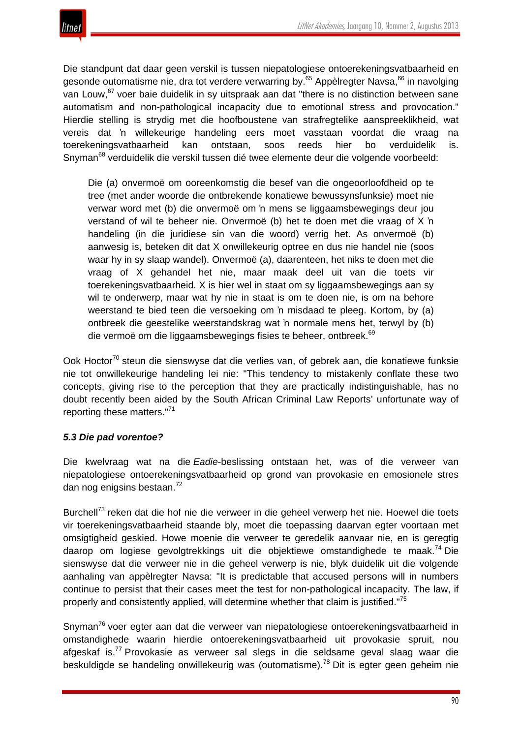Die standpunt dat daar geen verskil is tussen niepatologiese ontoerekeningsvatbaarheid en gesonde outomatisme nie, dra tot verdere verwarring by.[65] Appèlregter Navsa,[66] in navolging van Louw,[67] voer baie duidelik in sy uitspraak aan dat "there is no distinction between sane automatism and non-pathological incapacity due to emotional stress and provocation." Hierdie stelling is strydig met die hoofboustene van strafregtelike aanspreeklikheid, wat vereis dat 'n willekeurige handeling eers moet vasstaan voordat die vraag na toerekeningsvatbaarheid kan ontstaan, soos reeds hier bo verduidelik is. Snyman[68] verduidelik die verskil tussen dié twee elemente deur die volgende voorbeeld:

> Die (a) onvermoë om ooreenkomstig die besef van die ongeoorloofdheid op te tree (met ander woorde die ontbrekende konatiewe bewussynsfunksie) moet nie verwar word met (b) die onvermoë om 'n mens se liggaamsbewegings deur jou verstand of wil te beheer nie. Onvermoë (b) het te doen met die vraag of X 'n handeling (in die juridiese sin van die woord) verrig het. As onvermoë (b) aanwesig is, beteken dit dat X onwillekeurig optree en dus nie handel nie (soos waar hy in sy slaap wandel). Onvermoë (a), daarenteen, het niks te doen met die vraag of X gehandel het nie, maar maak deel uit van die toets vir toerekeningsvatbaarheid. X is hier wel in staat om sy liggaamsbewegings aan sy wil te onderwerp, maar wat hy nie in staat is om te doen nie, is om na behore weerstand te bied teen die versoeking om 'n misdaad te pleeg. Kortom, by (a) ontbreek die geestelike weerstandskrag wat 'n normale mens het, terwyl by (b) die vermoë om die liggaamsbewegings fisies te beheer, ontbreek.[69]

Ook Hoctor[70] steun die sienswyse dat die verlies van, of gebrek aan, die konatiewe funksie nie tot onwillekeurige handeling lei nie: "This tendency to mistakenly conflate these two concepts, giving rise to the perception that they are practically indistinguishable, has no doubt recently been aided by the South African Criminal Law Reports' unfortunate way of reporting these matters."[71]

### *5.3 Die pad vorentoe?*

Die kwelvraag wat na die *Eadie*-beslissing ontstaan het, was of die verweer van niepatologiese ontoerekeningsvatbaarheid op grond van provokasie en emosionele stres dan nog enigsins bestaan.[72]

Burchell[73] reken dat die hof nie die verweer in die geheel verwerp het nie. Hoewel die toets vir toerekeningsvatbaarheid staande bly, moet die toepassing daarvan egter voortaan met omsigtigheid geskied. Howe moenie die verweer te geredelik aanvaar nie, en is geregtig daarop om logiese gevolgtrekkings uit die objektiewe omstandighede te maak.[74] Die sienswyse dat die verweer nie in die geheel verwerp is nie, blyk duidelik uit die volgende aanhaling van appèlregter Navsa: "It is predictable that accused persons will in numbers continue to persist that their cases meet the test for non-pathological incapacity. The law, if properly and consistently applied, will determine whether that claim is justified."[75]

Snyman[76] voer egter aan dat die verweer van niepatologiese ontoerekeningsvatbaarheid in omstandighede waarin hierdie ontoerekeningsvatbaarheid uit provokasie spruit, nou afgeskaf is.[77] Provokasie as verweer sal slegs in die seldsame geval slaag waar die beskuldigde se handeling onwillekeurig was (outomatisme).[78] Dit is egter geen geheim nie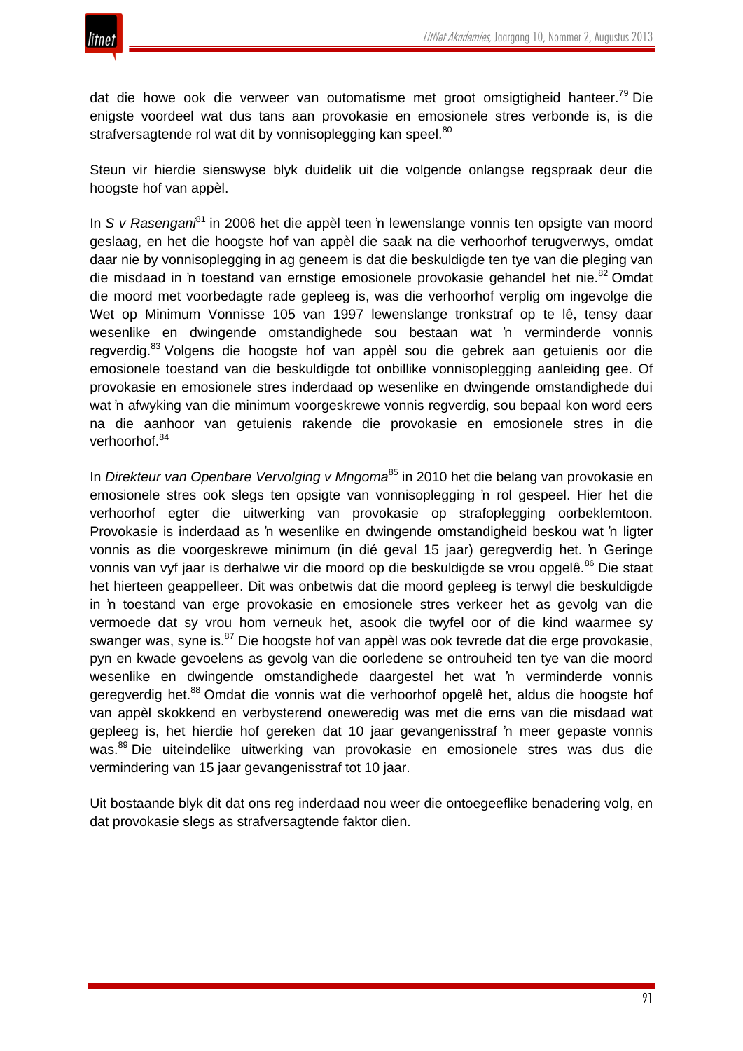dat die howe ook die verweer van outomatisme met groot omsigtigheid hanteer.[79] Die enigste voordeel wat dus tans aan provokasie en emosionele stres verbonde is, is die strafversagtende rol wat dit by vonnisoplegging kan speel.[80]

Steun vir hierdie sienswyse blyk duidelik uit die volgende onlangse regspraak deur die hoogste hof van appèl.

In *S v Rasengani*[81] in 2006 het die appèl teen 'n lewenslange vonnis ten opsigte van moord geslaag, en het die hoogste hof van appèl die saak na die verhoorhof terugverwys, omdat daar nie by vonnisoplegging in ag geneem is dat die beskuldigde ten tye van die pleging van die misdaad in 'n toestand van ernstige emosionele provokasie gehandel het nie.[82] Omdat die moord met voorbedagte rade gepleeg is, was die verhoorhof verplig om ingevolge die Wet op Minimum Vonnisse 105 van 1997 lewenslange tronkstraf op te lê, tensy daar wesenlike en dwingende omstandighede sou bestaan wat 'n verminderde vonnis regverdig.[83] Volgens die hoogste hof van appèl sou die gebrek aan getuienis oor die emosionele toestand van die beskuldigde tot onbillike vonnisoplegging aanleiding gee. Of provokasie en emosionele stres inderdaad op wesenlike en dwingende omstandighede dui wat 'n afwyking van die minimum voorgeskrewe vonnis regverdig, sou bepaal kon word eers na die aanhoor van getuienis rakende die provokasie en emosionele stres in die verhoorhof.[84]

In *Direkteur van Openbare Vervolging v Mngoma*[85] in 2010 het die belang van provokasie en emosionele stres ook slegs ten opsigte van vonnisoplegging 'n rol gespeel. Hier het die verhoorhof egter die uitwerking van provokasie op strafoplegging oorbeklemtoon. Provokasie is inderdaad as 'n wesenlike en dwingende omstandigheid beskou wat 'n ligter vonnis as die voorgeskrewe minimum (in dié geval 15 jaar) geregverdig het. 'n Geringe vonnis van vyf jaar is derhalwe vir die moord op die beskuldigde se vrou opgelê.[86] Die staat het hierteen geappelleer. Dit was onbetwis dat die moord gepleeg is terwyl die beskuldigde in 'n toestand van erge provokasie en emosionele stres verkeer het as gevolg van die vermoede dat sy vrou hom verneuk het, asook die twyfel oor of die kind waarmee sy swanger was, syne is.[87] Die hoogste hof van appèl was ook tevrede dat die erge provokasie, pyn en kwade gevoelens as gevolg van die oorledene se ontrouheid ten tye van die moord wesenlike en dwingende omstandighede daargestel het wat 'n verminderde vonnis geregverdig het.[88] Omdat die vonnis wat die verhoorhof opgelê het, aldus die hoogste hof van appèl skokkend en verbysterend oneweredig was met die erns van die misdaad wat gepleeg is, het hierdie hof gereken dat 10 jaar gevangenisstraf 'n meer gepaste vonnis was.[89] Die uiteindelike uitwerking van provokasie en emosionele stres was dus die vermindering van 15 jaar gevangenisstraf tot 10 jaar.

Uit bostaande blyk dit dat ons reg inderdaad nou weer die ontoegeeflike benadering volg, en dat provokasie slegs as strafversagtende faktor dien.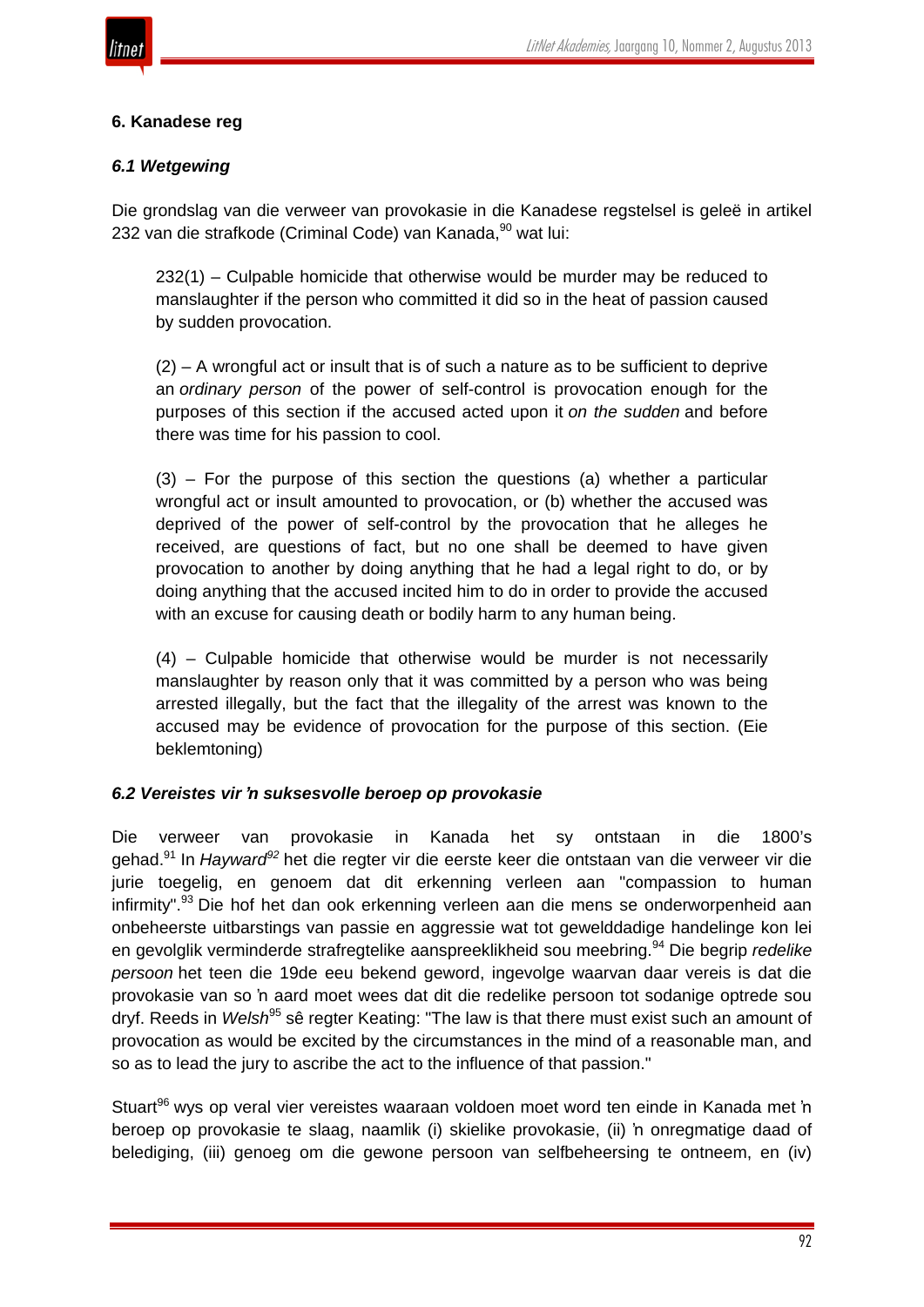## 6. Kanadese reg

### *6.1 Wetgewing*

Die grondslag van die verweer van provokasie in die Kanadese regstelsel is geleë in artikel 232 van die strafkode (Criminal Code) van Kanada,[90] wat lui:

> 232(1) – Culpable homicide that otherwise would be murder may be reduced to manslaughter if the person who committed it did so in the heat of passion caused by sudden provocation.
>
> (2) – A wrongful act or insult that is of such a nature as to be sufficient to deprive an *ordinary person* of the power of self-control is provocation enough for the purposes of this section if the accused acted upon it *on the sudden* and before there was time for his passion to cool.
>
> (3) – For the purpose of this section the questions (a) whether a particular wrongful act or insult amounted to provocation, or (b) whether the accused was deprived of the power of self-control by the provocation that he alleges he received, are questions of fact, but no one shall be deemed to have given provocation to another by doing anything that he had a legal right to do, or by doing anything that the accused incited him to do in order to provide the accused with an excuse for causing death or bodily harm to any human being.
>
> (4) – Culpable homicide that otherwise would be murder is not necessarily manslaughter by reason only that it was committed by a person who was being arrested illegally, but the fact that the illegality of the arrest was known to the accused may be evidence of provocation for the purpose of this section. (Eie beklemtoning)

### *6.2 Vereistes vir ŉ suksesvolle beroep op provokasie*

Die verweer van provokasie in Kanada het sy ontstaan in die 1800's gehad.[91] In *Hayward*[92] het die regter vir die eerste keer die ontstaan van die verweer vir die jurie toegelig, en genoem dat dit erkenning verleen aan "compassion to human infirmity".[93] Die hof het dan ook erkenning verleen aan die mens se onderworpenheid aan onbeheerste uitbarstings van passie en aggressie wat tot gewelddadige handelinge kon lei en gevolglik verminderde strafregtelike aanspreeklikheid sou meebring.[94] Die begrip *redelike persoon* het teen die 19de eeu bekend geword, ingevolge waarvan daar vereis is dat die provokasie van so ŉ aard moet wees dat dit die redelike persoon tot sodanige optrede sou dryf. Reeds in *Welsh*[95] sê regter Keating: "The law is that there must exist such an amount of provocation as would be excited by the circumstances in the mind of a reasonable man, and so as to lead the jury to ascribe the act to the influence of that passion."

Stuart[96] wys op veral vier vereistes waaraan voldoen moet word ten einde in Kanada met ŉ beroep op provokasie te slaag, naamlik (i) skielike provokasie, (ii) ŉ onregmatige daad of belediging, (iii) genoeg om die gewone persoon van selfbeheersing te ontneem, en (iv)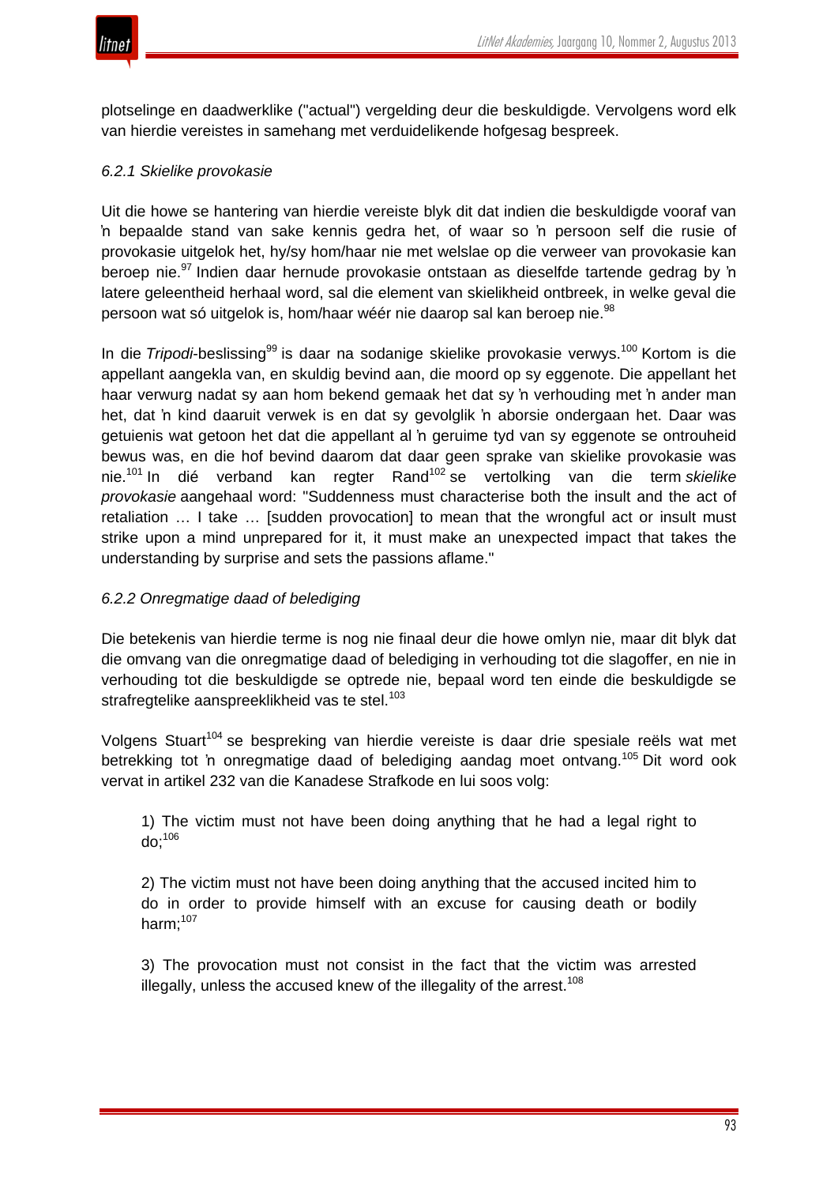plotselinge en daadwerklike ("actual") vergelding deur die beskuldigde. Vervolgens word elk van hierdie vereistes in samehang met verduidelikende hofgesag bespreek.

### *6.2.1 Skielike provokasie*

Uit die howe se hantering van hierdie vereiste blyk dit dat indien die beskuldigde vooraf van ŉ bepaalde stand van sake kennis gedra het, of waar so ŉ persoon self die rusie of provokasie uitgelok het, hy/sy hom/haar nie met welslae op die verweer van provokasie kan beroep nie.[97] Indien daar hernude provokasie ontstaan as dieselfde tartende gedrag by ŉ latere geleentheid herhaal word, sal die element van skielikheid ontbreek, in welke geval die persoon wat só uitgelok is, hom/haar wéér nie daarop sal kan beroep nie.[98]

In die *Tripodi*-beslissing[99] is daar na sodanige skielike provokasie verwys.[100] Kortom is die appellant aangekla van, en skuldig bevind aan, die moord op sy eggenote. Die appellant het haar verwurg nadat sy aan hom bekend gemaak het dat sy ŉ verhouding met ŉ ander man het, dat ŉ kind daaruit verwek is en dat sy gevolglik ŉ aborsie ondergaan het. Daar was getuienis wat getoon het dat die appellant al ŉ geruime tyd van sy eggenote se ontrouheid bewus was, en die hof bevind daarom dat daar geen sprake van skielike provokasie was nie.[101] In dié verband kan regter Rand[102] se vertolking van die term *skielike provokasie* aangehaal word: "Suddenness must characterise both the insult and the act of retaliation … I take … [sudden provocation] to mean that the wrongful act or insult must strike upon a mind unprepared for it, it must make an unexpected impact that takes the understanding by surprise and sets the passions aflame."

### *6.2.2 Onregmatige daad of belediging*

Die betekenis van hierdie terme is nog nie finaal deur die howe omlyn nie, maar dit blyk dat die omvang van die onregmatige daad of belediging in verhouding tot die slagoffer, en nie in verhouding tot die beskuldigde se optrede nie, bepaal word ten einde die beskuldigde se strafregtelike aanspreeklikheid vas te stel.[103]

Volgens Stuart[104] se bespreking van hierdie vereiste is daar drie spesiale reëls wat met betrekking tot ŉ onregmatige daad of belediging aandag moet ontvang.[105] Dit word ook vervat in artikel 232 van die Kanadese Strafkode en lui soos volg:

> 1) The victim must not have been doing anything that he had a legal right to do;[106]
>
> 2) The victim must not have been doing anything that the accused incited him to do in order to provide himself with an excuse for causing death or bodily harm;[107]
>
> 3) The provocation must not consist in the fact that the victim was arrested illegally, unless the accused knew of the illegality of the arrest.[108]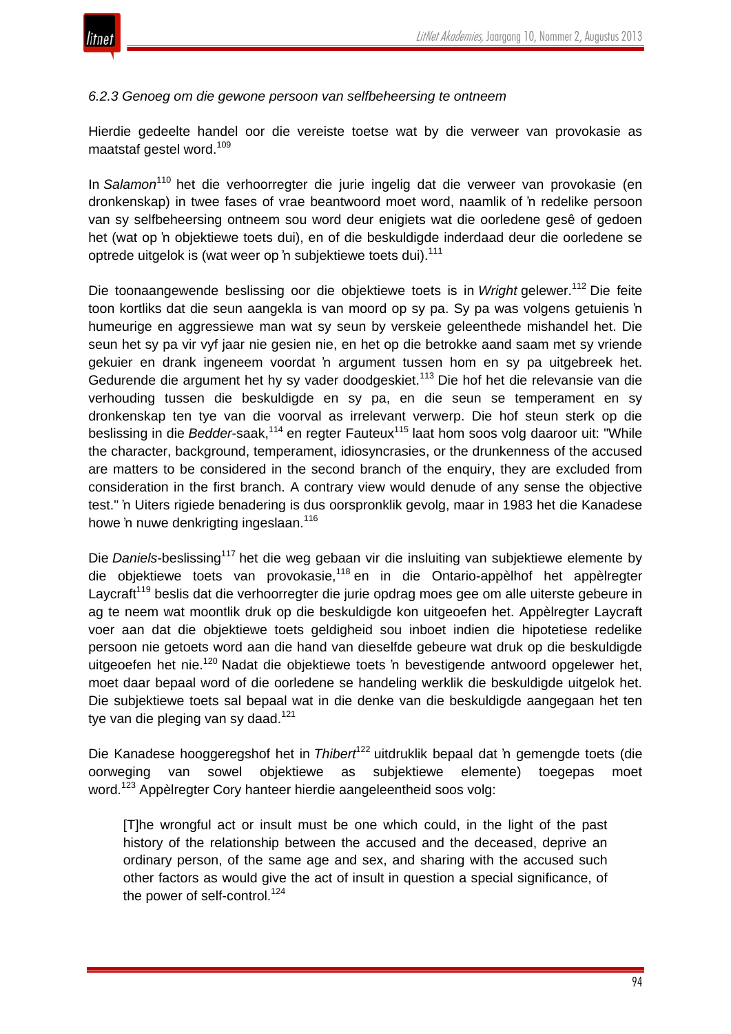#### *6.2.3 Genoeg om die gewone persoon van selfbeheersing te ontneem*

Hierdie gedeelte handel oor die vereiste toetse wat by die verweer van provokasie as maatstaf gestel word.[109]

In *Salamon*[110] het die verhoorregter die jurie ingelig dat die verweer van provokasie (en dronkenskap) in twee fases of vrae beantwoord moet word, naamlik of 'n redelike persoon van sy selfbeheersing ontneem sou word deur enigiets wat die oorledene gesê of gedoen het (wat op 'n objektiewe toets dui), en of die beskuldigde inderdaad deur die oorledene se optrede uitgelok is (wat weer op 'n subjektiewe toets dui).[111]

Die toonaangewende beslissing oor die objektiewe toets is in *Wright* gelewer.[112] Die feite toon kortliks dat die seun aangekla is van moord op sy pa. Sy pa was volgens getuienis 'n humeurige en aggressiewe man wat sy seun by verskeie geleenthede mishandel het. Die seun het sy pa vir vyf jaar nie gesien nie, en het op die betrokke aand saam met sy vriende gekuier en drank ingeneem voordat 'n argument tussen hom en sy pa uitgebreek het. Gedurende die argument het hy sy vader doodgeskiet.[113] Die hof het die relevansie van die verhouding tussen die beskuldigde en sy pa, en die seun se temperament en sy dronkenskap ten tye van die voorval as irrelevant verwerp. Die hof steun sterk op die beslissing in die *Bedder*-saak,[114] en regter Fauteux[115] laat hom soos volg daaroor uit: "While the character, background, temperament, idiosyncrasies, or the drunkenness of the accused are matters to be considered in the second branch of the enquiry, they are excluded from consideration in the first branch. A contrary view would denude of any sense the objective test." 'n Uiters rigiede benadering is dus oorspronklik gevolg, maar in 1983 het die Kanadese howe 'n nuwe denkrigting ingeslaan.[116]

Die *Daniels*-beslissing[117] het die weg gebaan vir die insluiting van subjektiewe elemente by die objektiewe toets van provokasie,[118] en in die Ontario-appèlhof het appèlregter Laycraft[119] beslis dat die verhoorregter die jurie opdrag moes gee om alle uiterste gebeure in ag te neem wat moontlik druk op die beskuldigde kon uitgeoefen het. Appèlregter Laycraft voer aan dat die objektiewe toets geldigheid sou inboet indien die hipotetiese redelike persoon nie getoets word aan die hand van dieselfde gebeure wat druk op die beskuldigde uitgeoefen het nie.[120] Nadat die objektiewe toets 'n bevestigende antwoord opgelewer het, moet daar bepaal word of die oorledene se handeling werklik die beskuldigde uitgelok het. Die subjektiewe toets sal bepaal wat in die denke van die beskuldigde aangegaan het ten tye van die pleging van sy daad.[121]

Die Kanadese hooggeregshof het in *Thibert*[122] uitdruklik bepaal dat 'n gemengde toets (die oorweging van sowel objektiewe as subjektiewe elemente) toegepas moet word.[123] Appèlregter Cory hanteer hierdie aangeleentheid soos volg:

> [T]he wrongful act or insult must be one which could, in the light of the past history of the relationship between the accused and the deceased, deprive an ordinary person, of the same age and sex, and sharing with the accused such other factors as would give the act of insult in question a special significance, of the power of self-control.[124]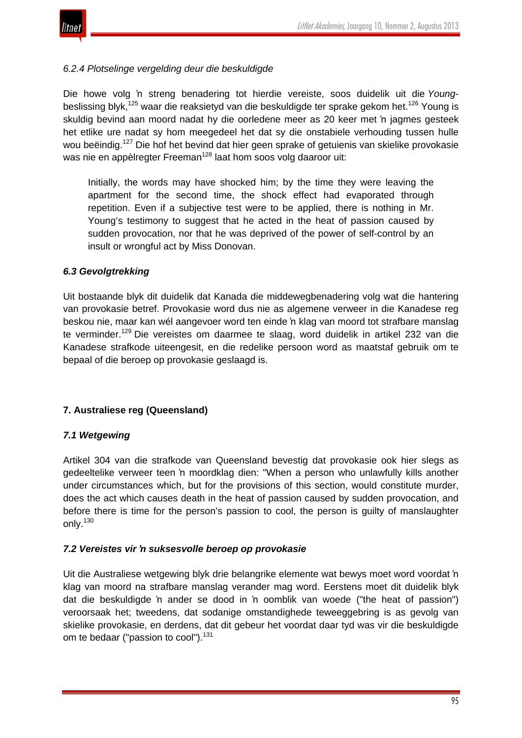#### *6.2.4 Plotselinge vergelding deur die beskuldigde*

Die howe volg 'n streng benadering tot hierdie vereiste, soos duidelik uit die *Young*-beslissing blyk,[125] waar die reaksietyd van die beskuldigde ter sprake gekom het.[126] Young is skuldig bevind aan moord nadat hy die oorledene meer as 20 keer met 'n jagmes gesteek het etlike ure nadat sy hom meegedeel het dat sy die onstabiele verhouding tussen hulle wou beëindig.[127] Die hof het bevind dat hier geen sprake of getuienis van skielike provokasie was nie en appèlregter Freeman[128] laat hom soos volg daaroor uit:

> Initially, the words may have shocked him; by the time they were leaving the apartment for the second time, the shock effect had evaporated through repetition. Even if a subjective test were to be applied, there is nothing in Mr. Young's testimony to suggest that he acted in the heat of passion caused by sudden provocation, nor that he was deprived of the power of self-control by an insult or wrongful act by Miss Donovan.

### *6.3 Gevolgtrekking*

Uit bostaande blyk dit duidelik dat Kanada die middewegbenadering volg wat die hantering van provokasie betref. Provokasie word dus nie as algemene verweer in die Kanadese reg beskou nie, maar kan wél aangevoer word ten einde 'n klag van moord tot strafbare manslag te verminder.[129] Die vereistes om daarmee te slaag, word duidelik in artikel 232 van die Kanadese strafkode uiteengesit, en die redelike persoon word as maatstaf gebruik om te bepaal of die beroep op provokasie geslaagd is.

## 7. Australiese reg (Queensland)

### *7.1 Wetgewing*

Artikel 304 van die strafkode van Queensland bevestig dat provokasie ook hier slegs as gedeeltelike verweer teen 'n moordklag dien: "When a person who unlawfully kills another under circumstances which, but for the provisions of this section, would constitute murder, does the act which causes death in the heat of passion caused by sudden provocation, and before there is time for the person's passion to cool, the person is guilty of manslaughter only.[130]

### *7.2 Vereistes vir 'n suksesvolle beroep op provokasie*

Uit die Australiese wetgewing blyk drie belangrike elemente wat bewys moet word voordat 'n klag van moord na strafbare manslag verander mag word. Eerstens moet dit duidelik blyk dat die beskuldigde 'n ander se dood in 'n oomblik van woede ("the heat of passion") veroorsaak het; tweedens, dat sodanige omstandighede teweeggebring is as gevolg van skielike provokasie, en derdens, dat dit gebeur het voordat daar tyd was vir die beskuldigde om te bedaar ("passion to cool").[131]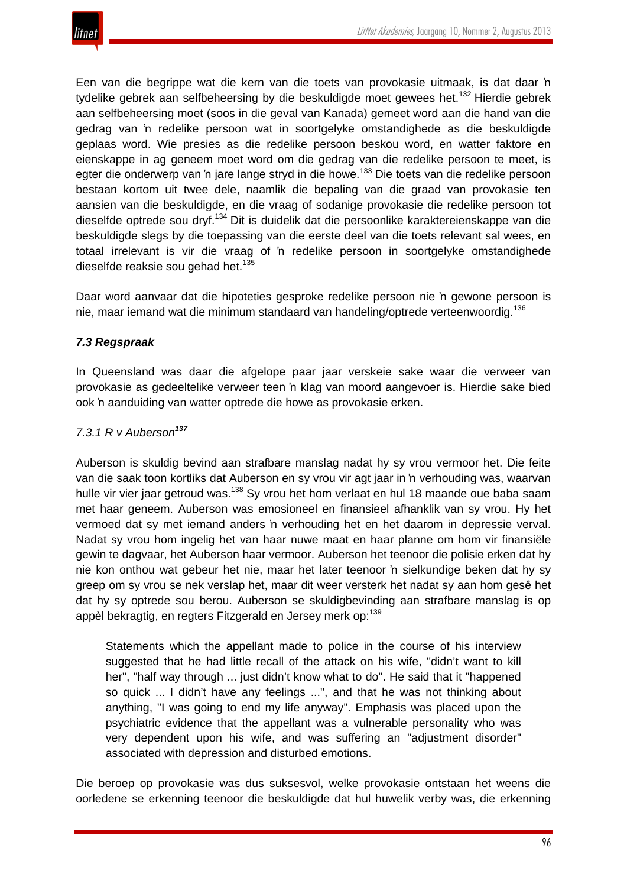Een van die begrippe wat die kern van die toets van provokasie uitmaak, is dat daar ŉ tydelike gebrek aan selfbeheersing by die beskuldigde moet gewees het.[132] Hierdie gebrek aan selfbeheersing moet (soos in die geval van Kanada) gemeet word aan die hand van die gedrag van ŉ redelike persoon wat in soortgelyke omstandighede as die beskuldigde geplaas word. Wie presies as die redelike persoon beskou word, en watter faktore en eienskappe in ag geneem moet word om die gedrag van die redelike persoon te meet, is egter die onderwerp van ŉ jare lange stryd in die howe.[133] Die toets van die redelike persoon bestaan kortom uit twee dele, naamlik die bepaling van die graad van provokasie ten aansien van die beskuldigde, en die vraag of sodanige provokasie die redelike persoon tot dieselfde optrede sou dryf.[134] Dit is duidelik dat die persoonlike karaktereienskappe van die beskuldigde slegs by die toepassing van die eerste deel van die toets relevant sal wees, en totaal irrelevant is vir die vraag of ŉ redelike persoon in soortgelyke omstandighede dieselfde reaksie sou gehad het.[135]

Daar word aanvaar dat die hipoteties gesproke redelike persoon nie ŉ gewone persoon is nie, maar iemand wat die minimum standaard van handeling/optrede verteenwoordig.[136]

### *7.3 Regspraak*

In Queensland was daar die afgelope paar jaar verskeie sake waar die verweer van provokasie as gedeeltelike verweer teen ŉ klag van moord aangevoer is. Hierdie sake bied ook ŉ aanduiding van watter optrede die howe as provokasie erken.

#### *7.3.1 R v Auberson*[137]

Auberson is skuldig bevind aan strafbare manslag nadat hy sy vrou vermoor het. Die feite van die saak toon kortliks dat Auberson en sy vrou vir agt jaar in ŉ verhouding was, waarvan hulle vir vier jaar getroud was.[138] Sy vrou het hom verlaat en hul 18 maande oue baba saam met haar geneem. Auberson was emosioneel en finansieel afhanklik van sy vrou. Hy het vermoed dat sy met iemand anders ŉ verhouding het en het daarom in depressie verval. Nadat sy vrou hom ingelig het van haar nuwe maat en haar planne om hom vir finansiële gewin te dagvaar, het Auberson haar vermoor. Auberson het teenoor die polisie erken dat hy nie kon onthou wat gebeur het nie, maar het later teenoor ŉ sielkundige beken dat hy sy greep om sy vrou se nek verslap het, maar dit weer versterk het nadat sy aan hom gesê het dat hy sy optrede sou berou. Auberson se skuldigbevinding aan strafbare manslag is op appèl bekragtig, en regters Fitzgerald en Jersey merk op:[139]

> Statements which the appellant made to police in the course of his interview suggested that he had little recall of the attack on his wife, "didn't want to kill her", "half way through ... just didn't know what to do". He said that it "happened so quick ... I didn't have any feelings ...", and that he was not thinking about anything, "I was going to end my life anyway". Emphasis was placed upon the psychiatric evidence that the appellant was a vulnerable personality who was very dependent upon his wife, and was suffering an "adjustment disorder" associated with depression and disturbed emotions.

Die beroep op provokasie was dus suksesvol, welke provokasie ontstaan het weens die oorledene se erkenning teenoor die beskuldigde dat hul huwelik verby was, die erkenning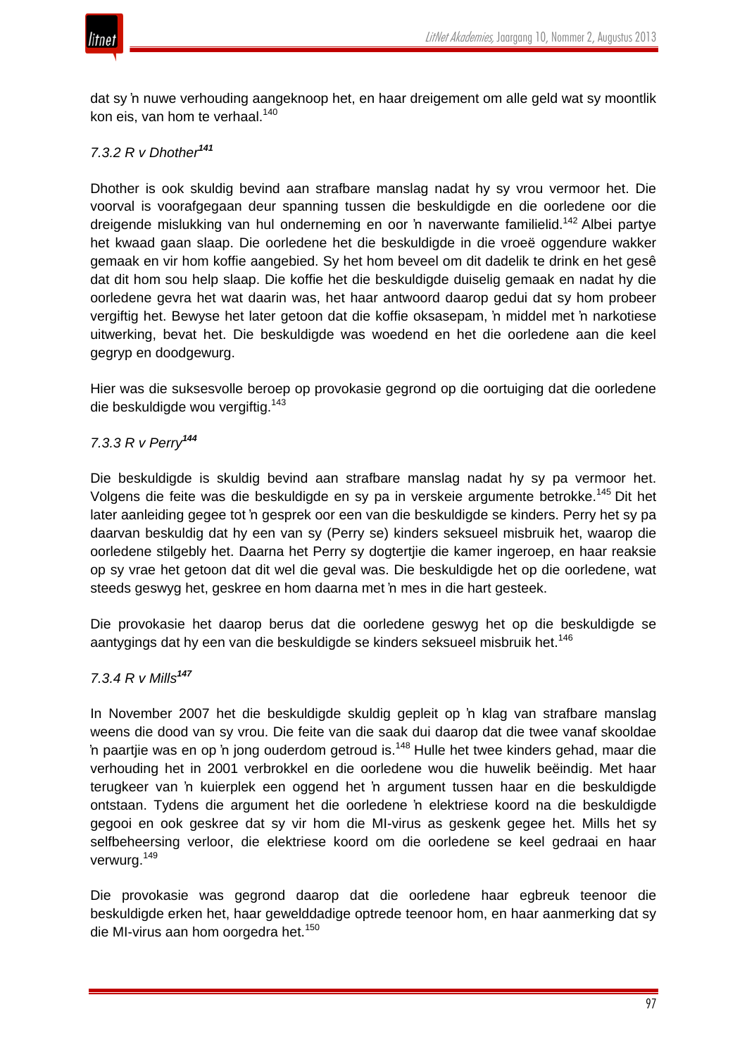dat sy ’n nuwe verhouding aangeknoop het, en haar dreigement om alle geld wat sy moontlik kon eis, van hom te verhaal.[140]

### *7.3.2 R v Dhother*[141]

Dhother is ook skuldig bevind aan strafbare manslag nadat hy sy vrou vermoor het. Die voorval is voorafgegaan deur spanning tussen die beskuldigde en die oorledene oor die dreigende mislukking van hul onderneming en oor ’n naverwante familielid.[142] Albei partye het kwaad gaan slaap. Die oorledene het die beskuldigde in die vroeë oggendure wakker gemaak en vir hom koffie aangebied. Sy het hom beveel om dit dadelik te drink en het gesê dat dit hom sou help slaap. Die koffie het die beskuldigde duiselig gemaak en nadat hy die oorledene gevra het wat daarin was, het haar antwoord daarop gedui dat sy hom probeer vergiftig het. Bewyse het later getoon dat die koffie oksasepam, ’n middel met ’n narkotiese uitwerking, bevat het. Die beskuldigde was woedend en het die oorledene aan die keel gegryp en doodgewurg.

Hier was die suksesvolle beroep op provokasie gegrond op die oortuiging dat die oorledene die beskuldigde wou vergiftig.[143]

### *7.3.3 R v Perry*[144]

Die beskuldigde is skuldig bevind aan strafbare manslag nadat hy sy pa vermoor het. Volgens die feite was die beskuldigde en sy pa in verskeie argumente betrokke.[145] Dit het later aanleiding gegee tot ’n gesprek oor een van die beskuldigde se kinders. Perry het sy pa daarvan beskuldig dat hy een van sy (Perry se) kinders seksueel misbruik het, waarop die oorledene stilgebly het. Daarna het Perry sy dogtertjie die kamer ingeroep, en haar reaksie op sy vrae het getoon dat dit wel die geval was. Die beskuldigde het op die oorledene, wat steeds geswyg het, geskree en hom daarna met ’n mes in die hart gesteek.

Die provokasie het daarop berus dat die oorledene geswyg het op die beskuldigde se aantygings dat hy een van die beskuldigde se kinders seksueel misbruik het.[146]

### *7.3.4 R v Mills*[147]

In November 2007 het die beskuldigde skuldig gepleit op ’n klag van strafbare manslag weens die dood van sy vrou. Die feite van die saak dui daarop dat die twee vanaf skooldae ’n paartjie was en op ’n jong ouderdom getroud is.[148] Hulle het twee kinders gehad, maar die verhouding het in 2001 verbrokkel en die oorledene wou die huwelik beëindig. Met haar terugkeer van ’n kuierplek een oggend het ’n argument tussen haar en die beskuldigde ontstaan. Tydens die argument het die oorledene ’n elektriese koord na die beskuldigde gegooi en ook geskree dat sy vir hom die MI-virus as geskenk gegee het. Mills het sy selfbeheersing verloor, die elektriese koord om die oorledene se keel gedraai en haar verwurg.[149]

Die provokasie was gegrond daarop dat die oorledene haar egbreuk teenoor die beskuldigde erken het, haar gewelddadige optrede teenoor hom, en haar aanmerking dat sy die MI-virus aan hom oorgedra het.[150]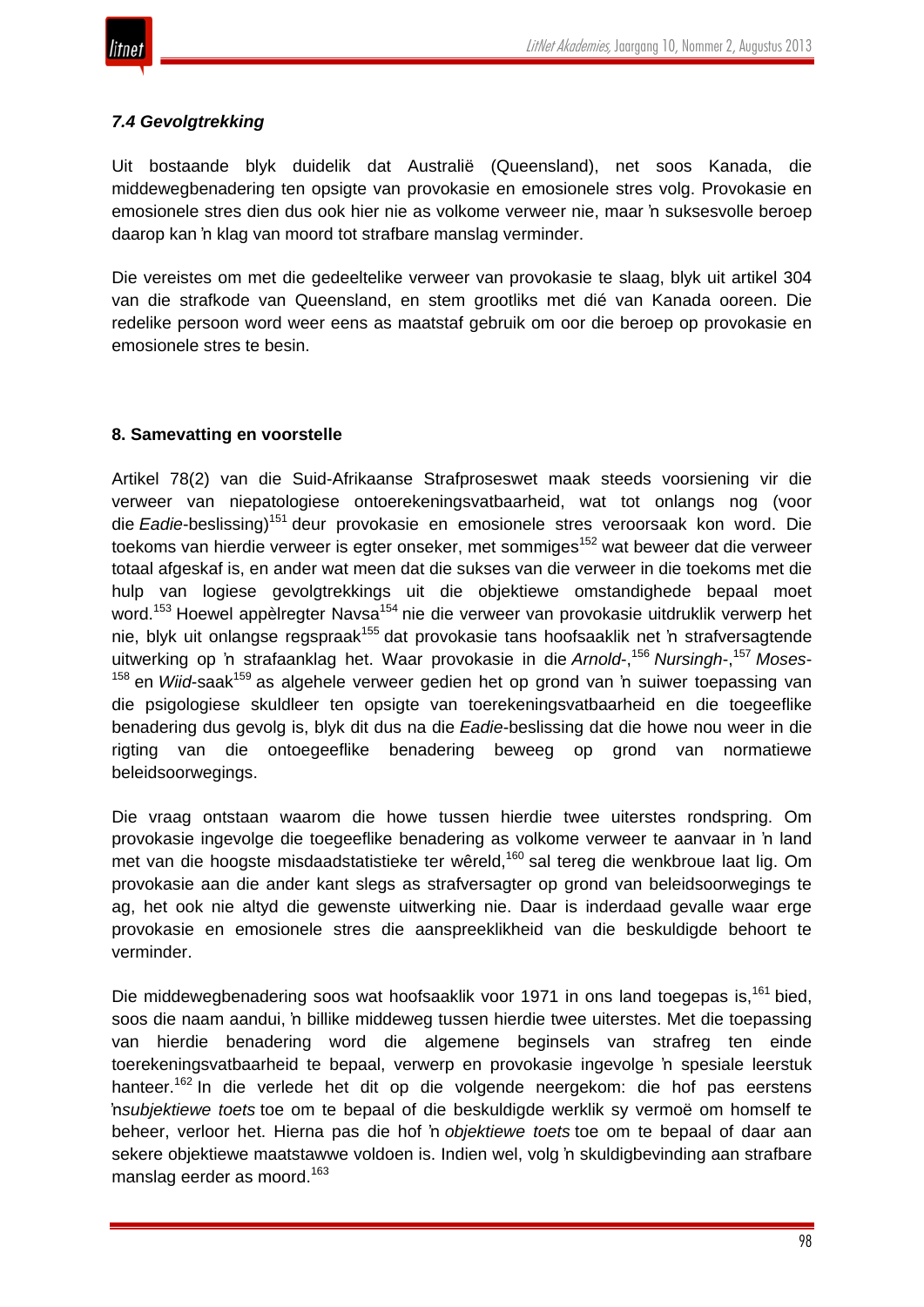### *7.4 Gevolgtrekking*

Uit bostaande blyk duidelik dat Australië (Queensland), net soos Kanada, die middewegbenadering ten opsigte van provokasie en emosionele stres volg. Provokasie en emosionele stres dien dus ook hier nie as volkome verweer nie, maar ŉ suksesvolle beroep daarop kan ŉ klag van moord tot strafbare manslag verminder.

Die vereistes om met die gedeeltelike verweer van provokasie te slaag, blyk uit artikel 304 van die strafkode van Queensland, en stem grootliks met dié van Kanada ooreen. Die redelike persoon word weer eens as maatstaf gebruik om oor die beroep op provokasie en emosionele stres te besin.

## 8. Samevatting en voorstelle

Artikel 78(2) van die Suid-Afrikaanse Strafproseswet maak steeds voorsiening vir die verweer van niepatologiese ontoerekeningsvatbaarheid, wat tot onlangs nog (voor die *Eadie*-beslissing)[151] deur provokasie en emosionele stres veroorsaak kon word. Die toekoms van hierdie verweer is egter onseker, met sommiges[152] wat beweer dat die verweer totaal afgeskaf is, en ander wat meen dat die sukses van die verweer in die toekoms met die hulp van logiese gevolgtrekkings uit die objektiewe omstandighede bepaal moet word.[153] Hoewel appèlregter Navsa[154] nie die verweer van provokasie uitdruklik verwerp het nie, blyk uit onlangse regspraak[155] dat provokasie tans hoofsaaklik net ŉ strafversagtende uitwerking op ŉ strafaanklag het. Waar provokasie in die *Arnold*-,[156] *Nursingh*-,[157] *Moses*-[158] en *Wiid*-saak[159] as algehele verweer gedien het op grond van ŉ suiwer toepassing van die psigologiese skuldleer ten opsigte van toerekeningsvatbaarheid en die toegeeflike benadering dus gevolg is, blyk dit dus na die *Eadie*-beslissing dat die howe nou weer in die rigting van die ontoegeeflike benadering beweeg op grond van normatiewe beleidsoorwegings.

Die vraag ontstaan waarom die howe tussen hierdie twee uiterstes rondspring. Om provokasie ingevolge die toegeeflike benadering as volkome verweer te aanvaar in ŉ land met van die hoogste misdaadstatistieke ter wêreld,[160] sal tereg die wenkbroue laat lig. Om provokasie aan die ander kant slegs as strafversagter op grond van beleidsoorwegings te ag, het ook nie altyd die gewenste uitwerking nie. Daar is inderdaad gevalle waar erge provokasie en emosionele stres die aanspreeklikheid van die beskuldigde behoort te verminder.

Die middewegbenadering soos wat hoofsaaklik voor 1971 in ons land toegepas is,[161] bied, soos die naam aandui, ŉ billike middeweg tussen hierdie twee uiterstes. Met die toepassing van hierdie benadering word die algemene beginsels van strafreg ten einde toerekeningsvatbaarheid te bepaal, verwerp en provokasie ingevolge ŉ spesiale leerstuk hanteer.[162] In die verlede het dit op die volgende neergekom: die hof pas eerstens ŉ*subjektiewe toets* toe om te bepaal of die beskuldigde werklik sy vermoë om homself te beheer, verloor het. Hierna pas die hof ŉ *objektiewe toets* toe om te bepaal of daar aan sekere objektiewe maatstawwe voldoen is. Indien wel, volg ŉ skuldigbevinding aan strafbare manslag eerder as moord.[163]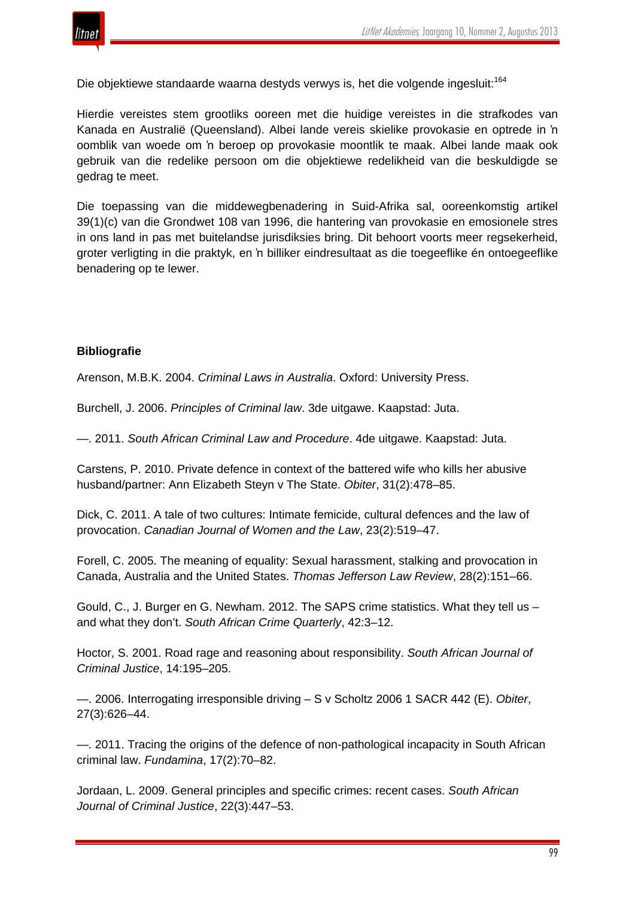Die objektiewe standaarde waarna destyds verwys is, het die volgende ingesluit:[164]

Hierdie vereistes stem grootliks ooreen met die huidige vereistes in die strafkodes van Kanada en Australië (Queensland). Albei lande vereis skielike provokasie en optrede in ŉ oomblik van woede om ŉ beroep op provokasie moontlik te maak. Albei lande maak ook gebruik van die redelike persoon om die objektiewe redelikheid van die beskuldigde se gedrag te meet.

Die toepassing van die middewegbenadering in Suid-Afrika sal, ooreenkomstig artikel 39(1)(c) van die Grondwet 108 van 1996, die hantering van provokasie en emosionele stres in ons land in pas met buitelandse jurisdiksies bring. Dit behoort voorts meer regsekerheid, groter verligting in die praktyk, en ŉ billiker eindresultaat as die toegeeflike én ontoegeeflike benadering op te lewer.

**Bibliografie**

Arenson, M.B.K. 2004. *Criminal Laws in Australia*. Oxford: University Press.

Burchell, J. 2006. *Principles of Criminal law*. 3de uitgawe. Kaapstad: Juta.

—. 2011. *South African Criminal Law and Procedure*. 4de uitgawe. Kaapstad: Juta.

Carstens, P. 2010. Private defence in context of the battered wife who kills her abusive husband/partner: Ann Elizabeth Steyn v The State. *Obiter*, 31(2):478–85.

Dick, C. 2011. A tale of two cultures: Intimate femicide, cultural defences and the law of provocation. *Canadian Journal of Women and the Law*, 23(2):519–47.

Forell, C. 2005. The meaning of equality: Sexual harassment, stalking and provocation in Canada, Australia and the United States. *Thomas Jefferson Law Review*, 28(2):151–66.

Gould, C., J. Burger en G. Newham. 2012. The SAPS crime statistics. What they tell us – and what they don't. *South African Crime Quarterly*, 42:3–12.

Hoctor, S. 2001. Road rage and reasoning about responsibility. *South African Journal of Criminal Justice*, 14:195–205.

—. 2006. Interrogating irresponsible driving – S v Scholtz 2006 1 SACR 442 (E). *Obiter*, 27(3):626–44.

—. 2011. Tracing the origins of the defence of non-pathological incapacity in South African criminal law. *Fundamina*, 17(2):70–82.

Jordaan, L. 2009. General principles and specific crimes: recent cases. *South African Journal of Criminal Justice*, 22(3):447–53.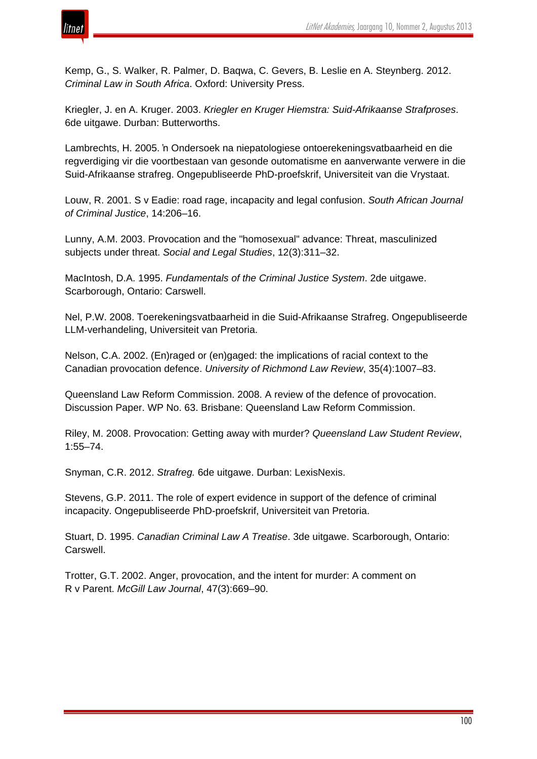Kemp, G., S. Walker, R. Palmer, D. Baqwa, C. Gevers, B. Leslie en A. Steynberg. 2012. *Criminal Law in South Africa*. Oxford: University Press.

Kriegler, J. en A. Kruger. 2003. *Kriegler en Kruger Hiemstra: Suid-Afrikaanse Strafproses*. 6de uitgawe. Durban: Butterworths.

Lambrechts, H. 2005. 'n Ondersoek na niepatologiese ontoerekeningsvatbaarheid en die regverdiging vir die voortbestaan van gesonde outomatisme en aanverwante verwere in die Suid-Afrikaanse strafreg. Ongepubliseerde PhD-proefskrif, Universiteit van die Vrystaat.

Louw, R. 2001. S v Eadie: road rage, incapacity and legal confusion. *South African Journal of Criminal Justice*, 14:206–16.

Lunny, A.M. 2003. Provocation and the "homosexual" advance: Threat, masculinized subjects under threat. *Social and Legal Studies*, 12(3):311–32.

MacIntosh, D.A. 1995. *Fundamentals of the Criminal Justice System*. 2de uitgawe. Scarborough, Ontario: Carswell.

Nel, P.W. 2008. Toerekeningsvatbaarheid in die Suid-Afrikaanse Strafreg. Ongepubliseerde LLM-verhandeling, Universiteit van Pretoria.

Nelson, C.A. 2002. (En)raged or (en)gaged: the implications of racial context to the Canadian provocation defence. *University of Richmond Law Review*, 35(4):1007–83.

Queensland Law Reform Commission. 2008. A review of the defence of provocation. Discussion Paper. WP No. 63. Brisbane: Queensland Law Reform Commission.

Riley, M. 2008. Provocation: Getting away with murder? *Queensland Law Student Review*, 1:55–74.

Snyman, C.R. 2012. *Strafreg.* 6de uitgawe. Durban: LexisNexis.

Stevens, G.P. 2011. The role of expert evidence in support of the defence of criminal incapacity. Ongepubliseerde PhD-proefskrif, Universiteit van Pretoria.

Stuart, D. 1995. *Canadian Criminal Law A Treatise*. 3de uitgawe. Scarborough, Ontario: Carswell.

Trotter, G.T. 2002. Anger, provocation, and the intent for murder: A comment on R v Parent. *McGill Law Journal*, 47(3):669–90.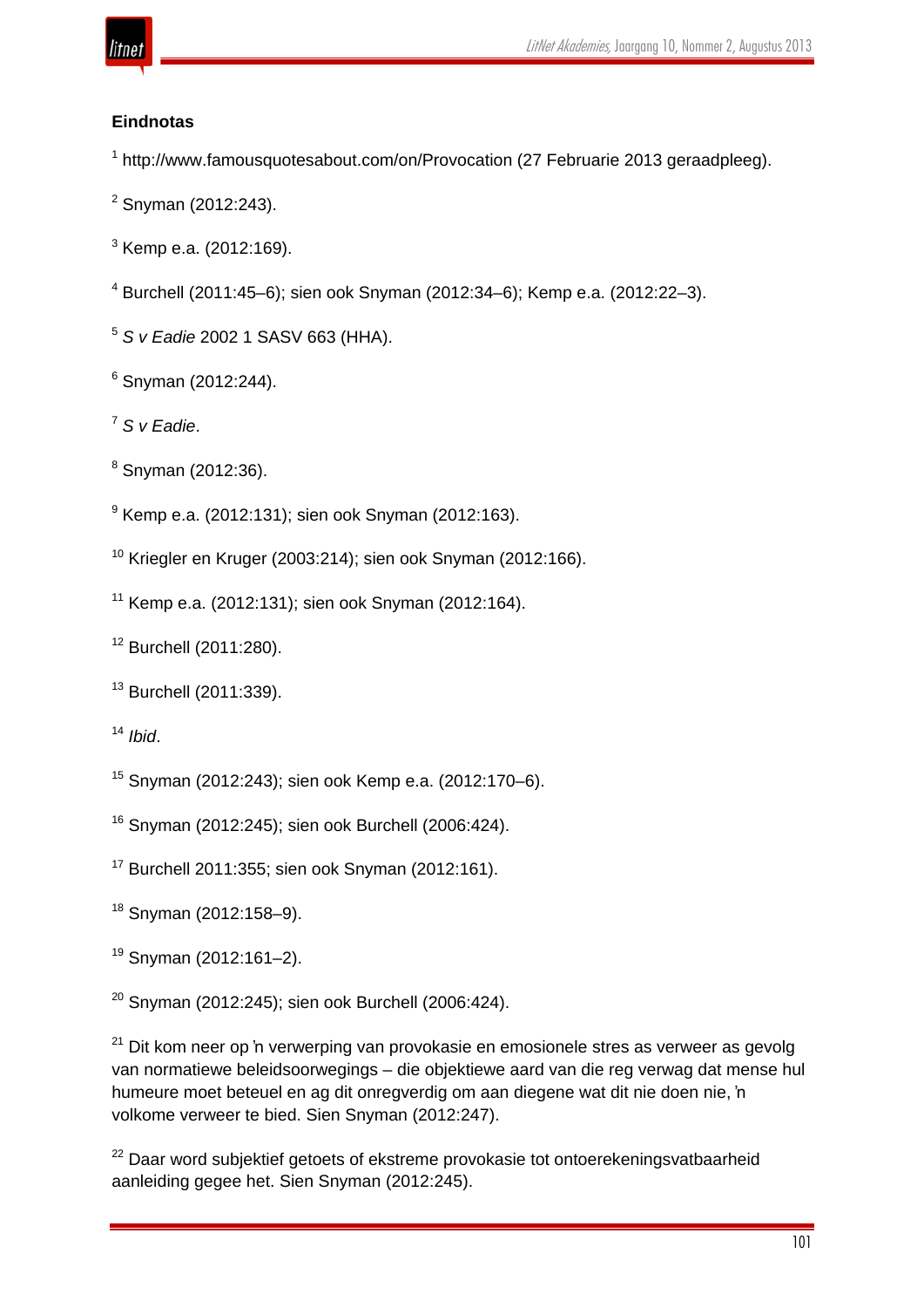**Eindnotas**

[1] http://www.famousquotesabout.com/on/Provocation (27 Februarie 2013 geraadpleeg).

[2] Snyman (2012:243).

[3] Kemp e.a. (2012:169).

[4] Burchell (2011:45–6); sien ook Snyman (2012:34–6); Kemp e.a. (2012:22–3).

[5] *S v Eadie* 2002 1 SASV 663 (HHA).

[6] Snyman (2012:244).

[7] *S v Eadie*.

[8] Snyman (2012:36).

[9] Kemp e.a. (2012:131); sien ook Snyman (2012:163).

[10] Kriegler en Kruger (2003:214); sien ook Snyman (2012:166).

[11] Kemp e.a. (2012:131); sien ook Snyman (2012:164).

[12] Burchell (2011:280).

[13] Burchell (2011:339).

[14] *Ibid*.

[15] Snyman (2012:243); sien ook Kemp e.a. (2012:170–6).

[16] Snyman (2012:245); sien ook Burchell (2006:424).

[17] Burchell 2011:355; sien ook Snyman (2012:161).

[18] Snyman (2012:158–9).

[19] Snyman (2012:161–2).

[20] Snyman (2012:245); sien ook Burchell (2006:424).

[21] Dit kom neer op ŉ verwerping van provokasie en emosionele stres as verweer as gevolg van normatiewe beleidsoorwegings – die objektiewe aard van die reg verwag dat mense hul humeure moet beteuel en ag dit onregverdig om aan diegene wat dit nie doen nie, ŉ volkome verweer te bied. Sien Snyman (2012:247).

[22] Daar word subjektief getoets of ekstreme provokasie tot ontoerekeningsvatbaarheid aanleiding gegee het. Sien Snyman (2012:245).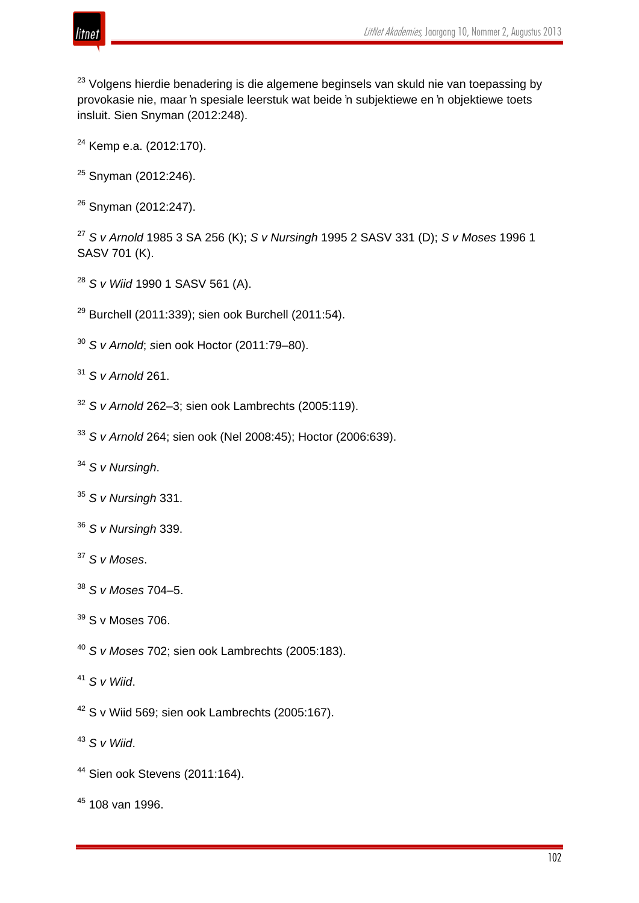[23] Volgens hierdie benadering is die algemene beginsels van skuld nie van toepassing by provokasie nie, maar ŉ spesiale leerstuk wat beide ŉ subjektiewe en ŉ objektiewe toets insluit. Sien Snyman (2012:248).

[24] Kemp e.a. (2012:170).

[25] Snyman (2012:246).

[26] Snyman (2012:247).

[27] *S v Arnold* 1985 3 SA 256 (K); *S v Nursingh* 1995 2 SASV 331 (D); *S v Moses* 1996 1 SASV 701 (K).

[28] *S v Wiid* 1990 1 SASV 561 (A).

[29] Burchell (2011:339); sien ook Burchell (2011:54).

[30] *S v Arnold*; sien ook Hoctor (2011:79–80).

[31] *S v Arnold* 261.

[32] *S v Arnold* 262–3; sien ook Lambrechts (2005:119).

[33] *S v Arnold* 264; sien ook (Nel 2008:45); Hoctor (2006:639).

[34] *S v Nursingh*.

[35] *S v Nursingh* 331.

[36] *S v Nursingh* 339.

[37] *S v Moses*.

[38] *S v Moses* 704–5.

[39] S v Moses 706.

[40] *S v Moses* 702; sien ook Lambrechts (2005:183).

[41] *S v Wiid*.

[42] S v Wiid 569; sien ook Lambrechts (2005:167).

[43] *S v Wiid*.

[44] Sien ook Stevens (2011:164).

[45] 108 van 1996.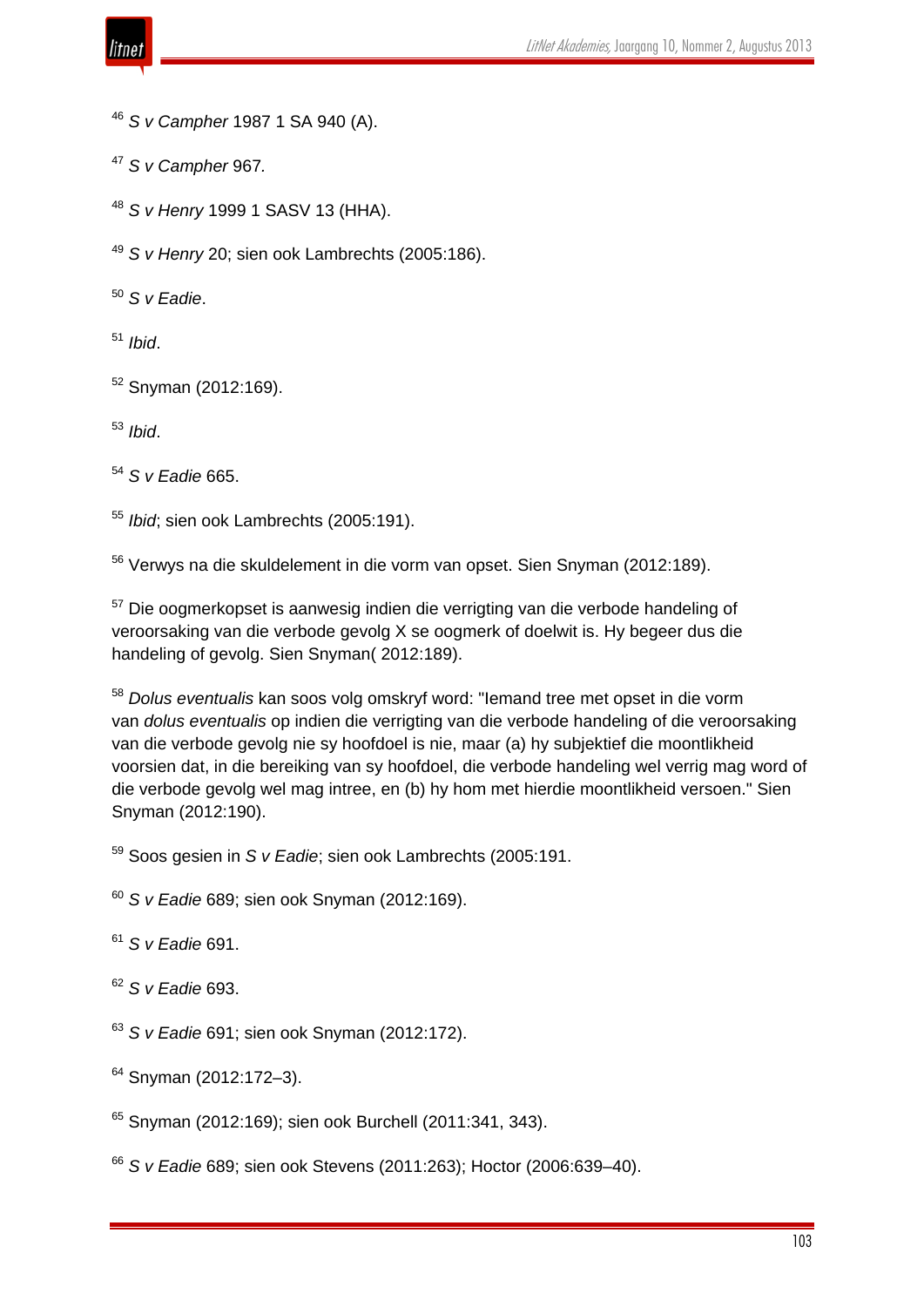[46] *S v Campher* 1987 1 SA 940 (A).

[47] *S v Campher* 967.

[48] *S v Henry* 1999 1 SASV 13 (HHA).

[49] *S v Henry* 20; sien ook Lambrechts (2005:186).

[50] *S v Eadie*.

[51] *Ibid*.

[52] Snyman (2012:169).

[53] *Ibid*.

[54] *S v Eadie* 665.

[55] *Ibid*; sien ook Lambrechts (2005:191).

[56] Verwys na die skuldelement in die vorm van opset. Sien Snyman (2012:189).

[57] Die oogmerkopset is aanwesig indien die verrigting van die verbode handeling of veroorsaking van die verbode gevolg X se oogmerk of doelwit is. Hy begeer dus die handeling of gevolg. Sien Snyman( 2012:189).

[58] *Dolus eventualis* kan soos volg omskryf word: "Iemand tree met opset in die vorm van *dolus eventualis* op indien die verrigting van die verbode handeling of die veroorsaking van die verbode gevolg nie sy hoofdoel is nie, maar (a) hy subjektief die moontlikheid voorsien dat, in die bereiking van sy hoofdoel, die verbode handeling wel verrig mag word of die verbode gevolg wel mag intree, en (b) hy hom met hierdie moontlikheid versoen." Sien Snyman (2012:190).

[59] Soos gesien in *S v Eadie*; sien ook Lambrechts (2005:191.

[60] *S v Eadie* 689; sien ook Snyman (2012:169).

[61] *S v Eadie* 691.

[62] *S v Eadie* 693.

[63] *S v Eadie* 691; sien ook Snyman (2012:172).

[64] Snyman (2012:172–3).

[65] Snyman (2012:169); sien ook Burchell (2011:341, 343).

[66] *S v Eadie* 689; sien ook Stevens (2011:263); Hoctor (2006:639–40).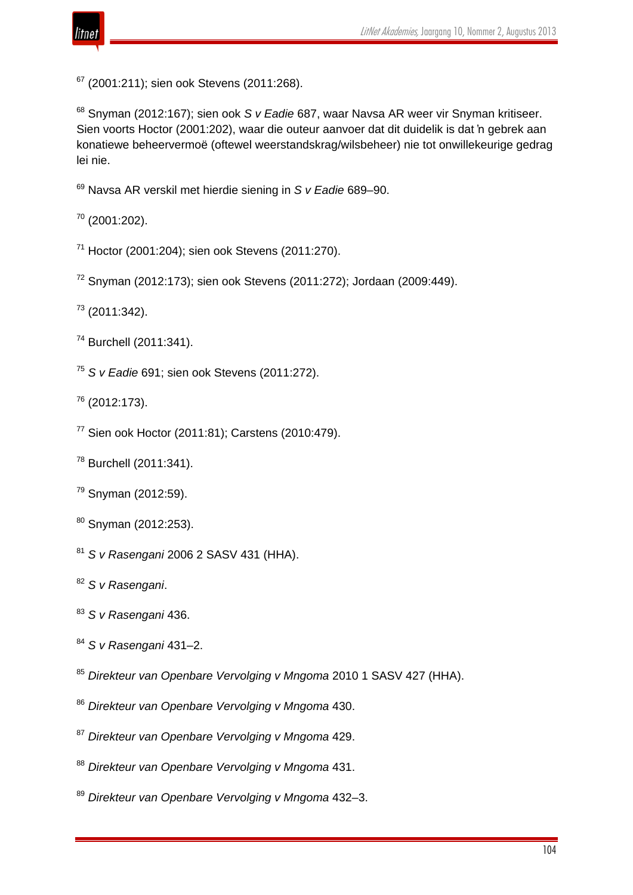[67] (2001:211); sien ook Stevens (2011:268).

[68] Snyman (2012:167); sien ook *S v Eadie* 687, waar Navsa AR weer vir Snyman kritiseer. Sien voorts Hoctor (2001:202), waar die outeur aanvoer dat dit duidelik is dat ŉ gebrek aan konatiewe beheervermoë (oftewel weerstandskrag/wilsbeheer) nie tot onwillekeurige gedrag lei nie.

[69] Navsa AR verskil met hierdie siening in *S v Eadie* 689–90.

[70] (2001:202).

[71] Hoctor (2001:204); sien ook Stevens (2011:270).

[72] Snyman (2012:173); sien ook Stevens (2011:272); Jordaan (2009:449).

[73] (2011:342).

[74] Burchell (2011:341).

[75] *S v Eadie* 691; sien ook Stevens (2011:272).

[76] (2012:173).

[77] Sien ook Hoctor (2011:81); Carstens (2010:479).

[78] Burchell (2011:341).

[79] Snyman (2012:59).

[80] Snyman (2012:253).

[81] *S v Rasengani* 2006 2 SASV 431 (HHA).

[82] *S v Rasengani*.

[83] *S v Rasengani* 436.

[84] *S v Rasengani* 431–2.

[85] *Direkteur van Openbare Vervolging v Mngoma* 2010 1 SASV 427 (HHA).

[86] *Direkteur van Openbare Vervolging v Mngoma* 430.

[87] *Direkteur van Openbare Vervolging v Mngoma* 429.

[88] *Direkteur van Openbare Vervolging v Mngoma* 431.

[89] *Direkteur van Openbare Vervolging v Mngoma* 432–3.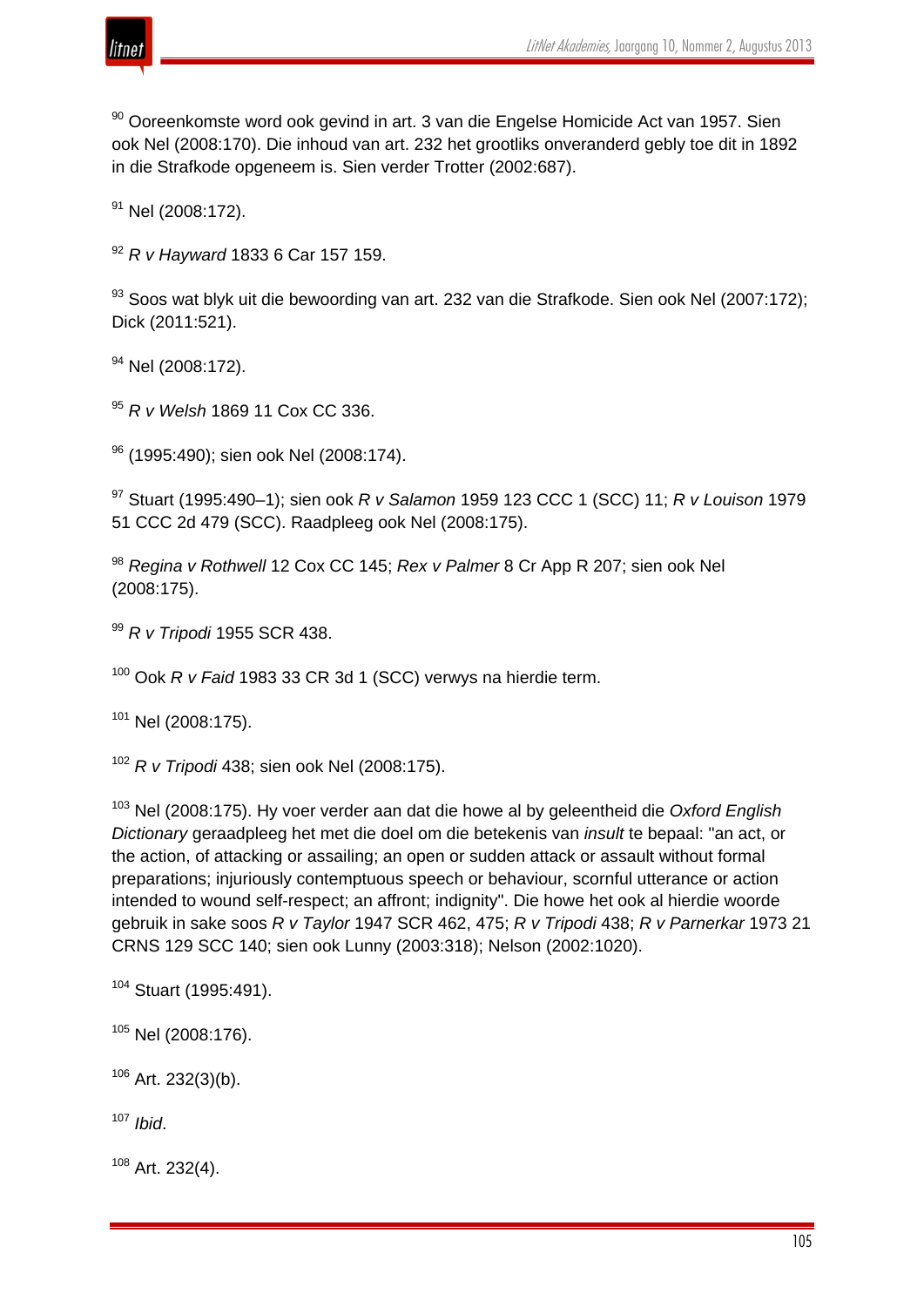[90] Ooreenkomste word ook gevind in art. 3 van die Engelse Homicide Act van 1957. Sien ook Nel (2008:170). Die inhoud van art. 232 het grootliks onveranderd gebly toe dit in 1892 in die Strafkode opgeneem is. Sien verder Trotter (2002:687).

[91] Nel (2008:172).

[92] *R v Hayward* 1833 6 Car 157 159.

[93] Soos wat blyk uit die bewoording van art. 232 van die Strafkode. Sien ook Nel (2007:172); Dick (2011:521).

[94] Nel (2008:172).

[95] *R v Welsh* 1869 11 Cox CC 336.

[96] (1995:490); sien ook Nel (2008:174).

[97] Stuart (1995:490–1); sien ook *R v Salamon* 1959 123 CCC 1 (SCC) 11; *R v Louison* 1979 51 CCC 2d 479 (SCC). Raadpleeg ook Nel (2008:175).

[98] *Regina v Rothwell* 12 Cox CC 145; *Rex v Palmer* 8 Cr App R 207; sien ook Nel (2008:175).

[99] *R v Tripodi* 1955 SCR 438.

[100] Ook *R v Faid* 1983 33 CR 3d 1 (SCC) verwys na hierdie term.

[101] Nel (2008:175).

[102] *R v Tripodi* 438; sien ook Nel (2008:175).

[103] Nel (2008:175). Hy voer verder aan dat die howe al by geleentheid die *Oxford English Dictionary* geraadpleeg het met die doel om die betekenis van *insult* te bepaal: "an act, or the action, of attacking or assailing; an open or sudden attack or assault without formal preparations; injuriously contemptuous speech or behaviour, scornful utterance or action intended to wound self-respect; an affront; indignity". Die howe het ook al hierdie woorde gebruik in sake soos *R v Taylor* 1947 SCR 462, 475; *R v Tripodi* 438; *R v Parnerkar* 1973 21 CRNS 129 SCC 140; sien ook Lunny (2003:318); Nelson (2002:1020).

[104] Stuart (1995:491).

[105] Nel (2008:176).

[106] Art. 232(3)(b).

[107] *Ibid*.

[108] Art. 232(4).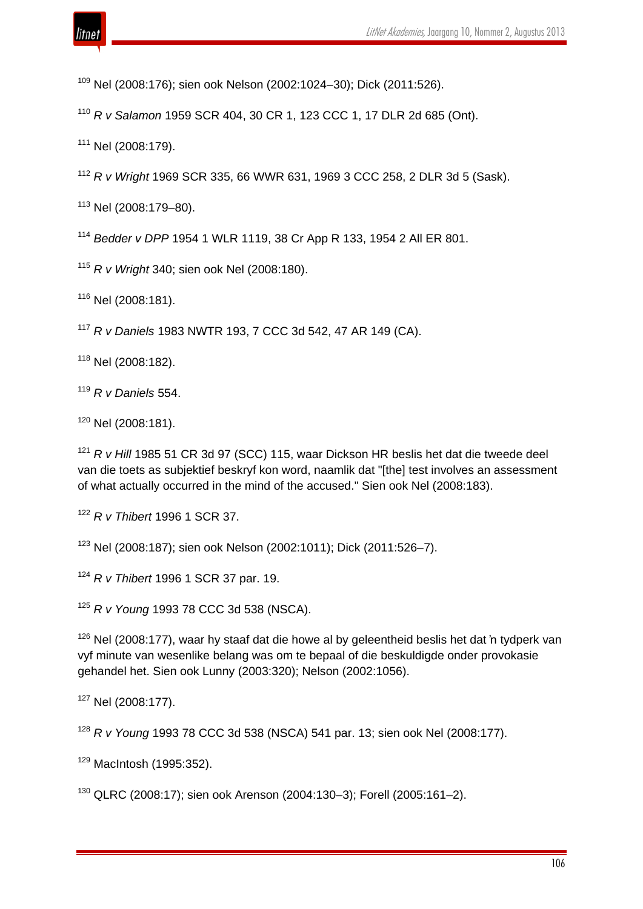[109] Nel (2008:176); sien ook Nelson (2002:1024–30); Dick (2011:526).

[110] *R v Salamon* 1959 SCR 404, 30 CR 1, 123 CCC 1, 17 DLR 2d 685 (Ont).

[111] Nel (2008:179).

[112] *R v Wright* 1969 SCR 335, 66 WWR 631, 1969 3 CCC 258, 2 DLR 3d 5 (Sask).

[113] Nel (2008:179–80).

[114] *Bedder v DPP* 1954 1 WLR 1119, 38 Cr App R 133, 1954 2 All ER 801.

[115] *R v Wright* 340; sien ook Nel (2008:180).

[116] Nel (2008:181).

[117] *R v Daniels* 1983 NWTR 193, 7 CCC 3d 542, 47 AR 149 (CA).

[118] Nel (2008:182).

[119] *R v Daniels* 554.

[120] Nel (2008:181).

[121] *R v Hill* 1985 51 CR 3d 97 (SCC) 115, waar Dickson HR beslis het dat die tweede deel van die toets as subjektief beskryf kon word, naamlik dat "[the] test involves an assessment of what actually occurred in the mind of the accused." Sien ook Nel (2008:183).

[122] *R v Thibert* 1996 1 SCR 37.

[123] Nel (2008:187); sien ook Nelson (2002:1011); Dick (2011:526–7).

[124] *R v Thibert* 1996 1 SCR 37 par. 19.

[125] *R v Young* 1993 78 CCC 3d 538 (NSCA).

[126] Nel (2008:177), waar hy staaf dat die howe al by geleentheid beslis het dat ŉ tydperk van vyf minute van wesenlike belang was om te bepaal of die beskuldigde onder provokasie gehandel het. Sien ook Lunny (2003:320); Nelson (2002:1056).

[127] Nel (2008:177).

[128] *R v Young* 1993 78 CCC 3d 538 (NSCA) 541 par. 13; sien ook Nel (2008:177).

[129] MacIntosh (1995:352).

[130] QLRC (2008:17); sien ook Arenson (2004:130–3); Forell (2005:161–2).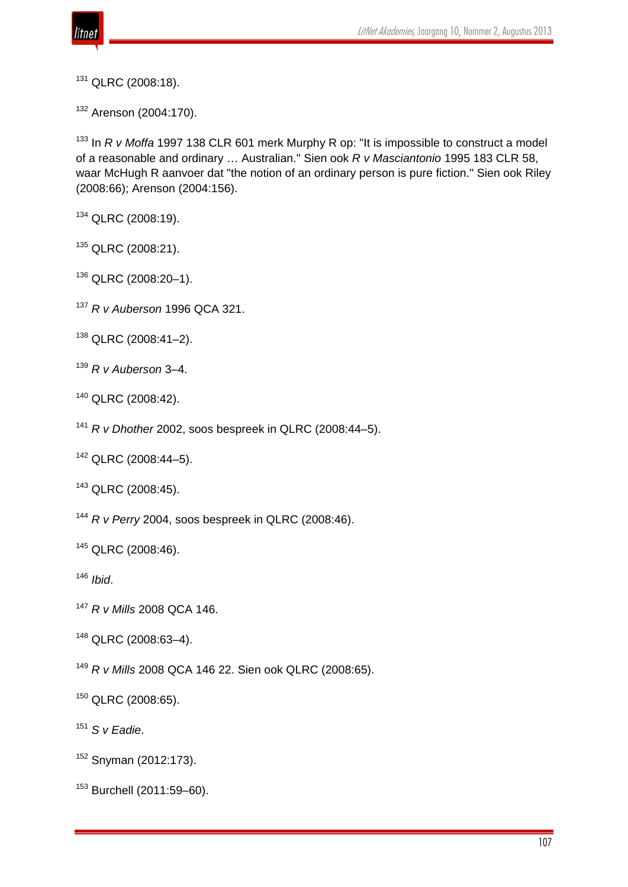[131] QLRC (2008:18).

[132] Arenson (2004:170).

[133] In *R v Moffa* 1997 138 CLR 601 merk Murphy R op: "It is impossible to construct a model of a reasonable and ordinary … Australian." Sien ook *R v Masciantonio* 1995 183 CLR 58, waar McHugh R aanvoer dat "the notion of an ordinary person is pure fiction." Sien ook Riley (2008:66); Arenson (2004:156).

[134] QLRC (2008:19).

[135] QLRC (2008:21).

[136] QLRC (2008:20–1).

[137] *R v Auberson* 1996 QCA 321.

[138] QLRC (2008:41–2).

[139] *R v Auberson* 3–4.

[140] QLRC (2008:42).

[141] *R v Dhother* 2002, soos bespreek in QLRC (2008:44–5).

[142] QLRC (2008:44–5).

[143] QLRC (2008:45).

[144] *R v Perry* 2004, soos bespreek in QLRC (2008:46).

[145] QLRC (2008:46).

[146] *Ibid*.

[147] *R v Mills* 2008 QCA 146.

[148] QLRC (2008:63–4).

[149] *R v Mills* 2008 QCA 146 22. Sien ook QLRC (2008:65).

[150] QLRC (2008:65).

[151] *S v Eadie*.

[152] Snyman (2012:173).

[153] Burchell (2011:59–60).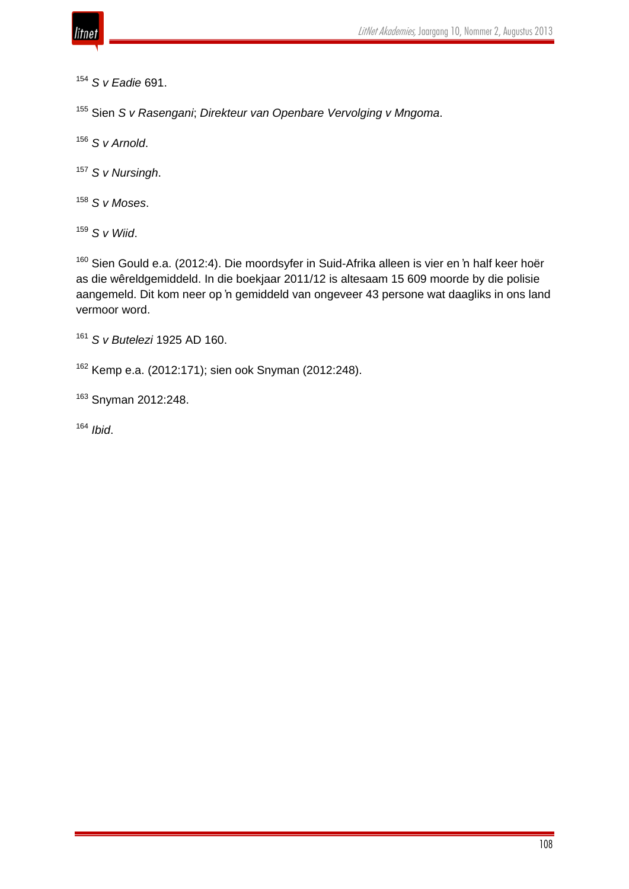[154] *S v Eadie* 691.

[155] Sien *S v Rasengani*; *Direkteur van Openbare Vervolging v Mngoma*.

[156] *S v Arnold*.

[157] *S v Nursingh*.

[158] *S v Moses*.

[159] *S v Wiid*.

[160] Sien Gould e.a. (2012:4). Die moordsyfer in Suid-Afrika alleen is vier en ŉ half keer hoër as die wêreldgemiddeld. In die boekjaar 2011/12 is altesaam 15 609 moorde by die polisie aangemeld. Dit kom neer op ŉ gemiddeld van ongeveer 43 persone wat daagliks in ons land vermoor word.

[161] *S v Butelezi* 1925 AD 160.

[162] Kemp e.a. (2012:171); sien ook Snyman (2012:248).

[163] Snyman 2012:248.

[164] *Ibid*.